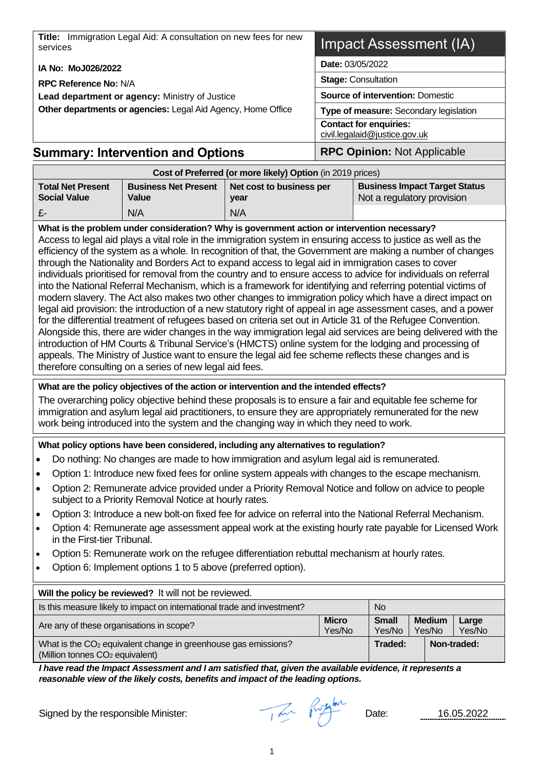| **Title:** Immigration Legal Aid: A consultation on new fees for new services | Impact Assessment (IA) |
|---|---|
| **IA No: MoJ026/2022** | **Date:** 03/05/2022 |
| **RPC Reference No:** N/A | **Stage:** Consultation |
| **Lead department or agency:** Ministry of Justice | **Source of intervention:** Domestic |
| **Other departments or agencies:** Legal Aid Agency, Home Office | **Type of measure:** Secondary legislation |
| | **Contact for enquiries:** civil.legalaid@justice.gov.uk |

## Summary: Intervention and Options

**RPC Opinion:** Not Applicable

| **Cost of Preferred (or more likely) Option** (in 2019 prices) | | | |
|---|---|---|---|
| **Total Net Present Social Value** | **Business Net Present Value** | **Net cost to business per year** | **Business Impact Target Status** Not a regulatory provision |
| £- | N/A | N/A | |

**What is the problem under consideration? Why is government action or intervention necessary?**

Access to legal aid plays a vital role in the immigration system in ensuring access to justice as well as the efficiency of the system as a whole. In recognition of that, the Government are making a number of changes through the Nationality and Borders Act to expand access to legal aid in immigration cases to cover individuals prioritised for removal from the country and to ensure access to advice for individuals on referral into the National Referral Mechanism, which is a framework for identifying and referring potential victims of modern slavery. The Act also makes two other changes to immigration policy which have a direct impact on legal aid provision: the introduction of a new statutory right of appeal in age assessment cases, and a power for the differential treatment of refugees based on criteria set out in Article 31 of the Refugee Convention. Alongside this, there are wider changes in the way immigration legal aid services are being delivered with the introduction of HM Courts & Tribunal Service's (HMCTS) online system for the lodging and processing of appeals. The Ministry of Justice want to ensure the legal aid fee scheme reflects these changes and is therefore consulting on a series of new legal aid fees.

**What are the policy objectives of the action or intervention and the intended effects?**

The overarching policy objective behind these proposals is to ensure a fair and equitable fee scheme for immigration and asylum legal aid practitioners, to ensure they are appropriately remunerated for the new work being introduced into the system and the changing way in which they need to work.

**What policy options have been considered, including any alternatives to regulation?**

- Do nothing: No changes are made to how immigration and asylum legal aid is remunerated.
- Option 1: Introduce new fixed fees for online system appeals with changes to the escape mechanism.
- Option 2: Remunerate advice provided under a Priority Removal Notice and follow on advice to people subject to a Priority Removal Notice at hourly rates.
- Option 3: Introduce a new bolt-on fixed fee for advice on referral into the National Referral Mechanism.
- Option 4: Remunerate age assessment appeal work at the existing hourly rate payable for Licensed Work in the First-tier Tribunal.
- Option 5: Remunerate work on the refugee differentiation rebuttal mechanism at hourly rates.
- Option 6: Implement options 1 to 5 above (preferred option).

| **Will the policy be reviewed?** It will not be reviewed. | | | | |
|---|---|---|---|---|
| Is this measure likely to impact on international trade and investment? | No | | | |
| Are any of these organisations in scope? | **Micro** Yes/No | **Small** Yes/No | **Medium** Yes/No | **Large** Yes/No |
| What is the $CO_2$ equivalent change in greenhouse gas emissions? (Million tonnes $CO_2$ equivalent) | **Traded:** | | **Non-traded:** | |

***I have read the Impact Assessment and I am satisfied that, given the available evidence, it represents a reasonable view of the likely costs, benefits and impact of the leading options.***

Signed by the responsible Minister: Tom Pursglove Date: 16.05.2022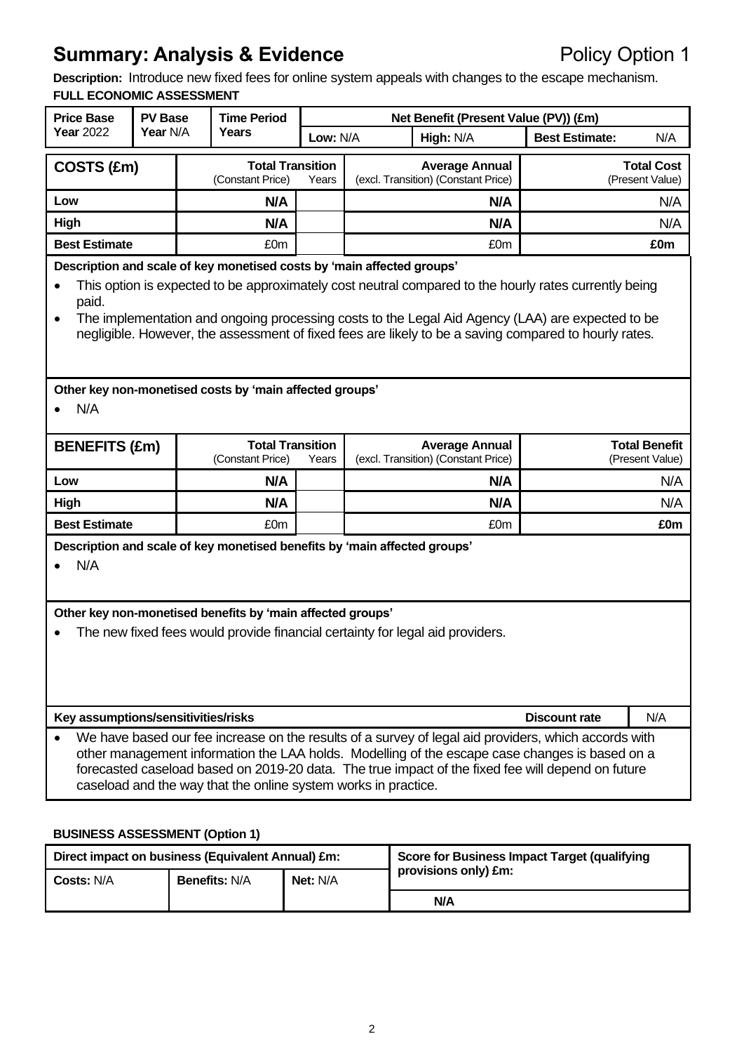## Summary: Analysis & Evidence

Policy Option 1

**Description:** Introduce new fixed fees for online system appeals with changes to the escape mechanism.

**FULL ECONOMIC ASSESSMENT**

| Price Base Year 2022 | PV Base Year N/A | Time Period Years | Net Benefit (Present Value (PV)) (£m) | | |
|---|---|---|---|---|---|
| | | | Low: N/A | High: N/A | Best Estimate: N/A |

| COSTS (£m) | Total Transition (Constant Price) | Years | Average Annual (excl. Transition) (Constant Price) | Total Cost (Present Value) |
|---|---|---|---|---|
| Low | N/A | | N/A | N/A |
| High | N/A | | N/A | N/A |
| Best Estimate | £0m | | £0m | **£0m** |

**Description and scale of key monetised costs by 'main affected groups'**

- This option is expected to be approximately cost neutral compared to the hourly rates currently being paid.
- The implementation and ongoing processing costs to the Legal Aid Agency (LAA) are expected to be negligible. However, the assessment of fixed fees are likely to be a saving compared to hourly rates.

**Other key non-monetised costs by 'main affected groups'**

- N/A

| BENEFITS (£m) | Total Transition (Constant Price) | Years | Average Annual (excl. Transition) (Constant Price) | Total Benefit (Present Value) |
|---|---|---|---|---|
| Low | N/A | | N/A | N/A |
| High | N/A | | N/A | N/A |
| Best Estimate | £0m | | £0m | **£0m** |

**Description and scale of key monetised benefits by 'main affected groups'**

- N/A

**Other key non-monetised benefits by 'main affected groups'**

- The new fixed fees would provide financial certainty for legal aid providers.

**Key assumptions/sensitivities/risks** — **Discount rate:** N/A

- We have based our fee increase on the results of a survey of legal aid providers, which accords with other management information the LAA holds. Modelling of the escape case changes is based on a forecasted caseload based on 2019-20 data. The true impact of the fixed fee will depend on future caseload and the way that the online system works in practice.

**BUSINESS ASSESSMENT (Option 1)**

| Direct impact on business (Equivalent Annual) £m: | | | Score for Business Impact Target (qualifying provisions only) £m: |
|---|---|---|---|
| Costs: N/A | Benefits: N/A | Net: N/A | **N/A** |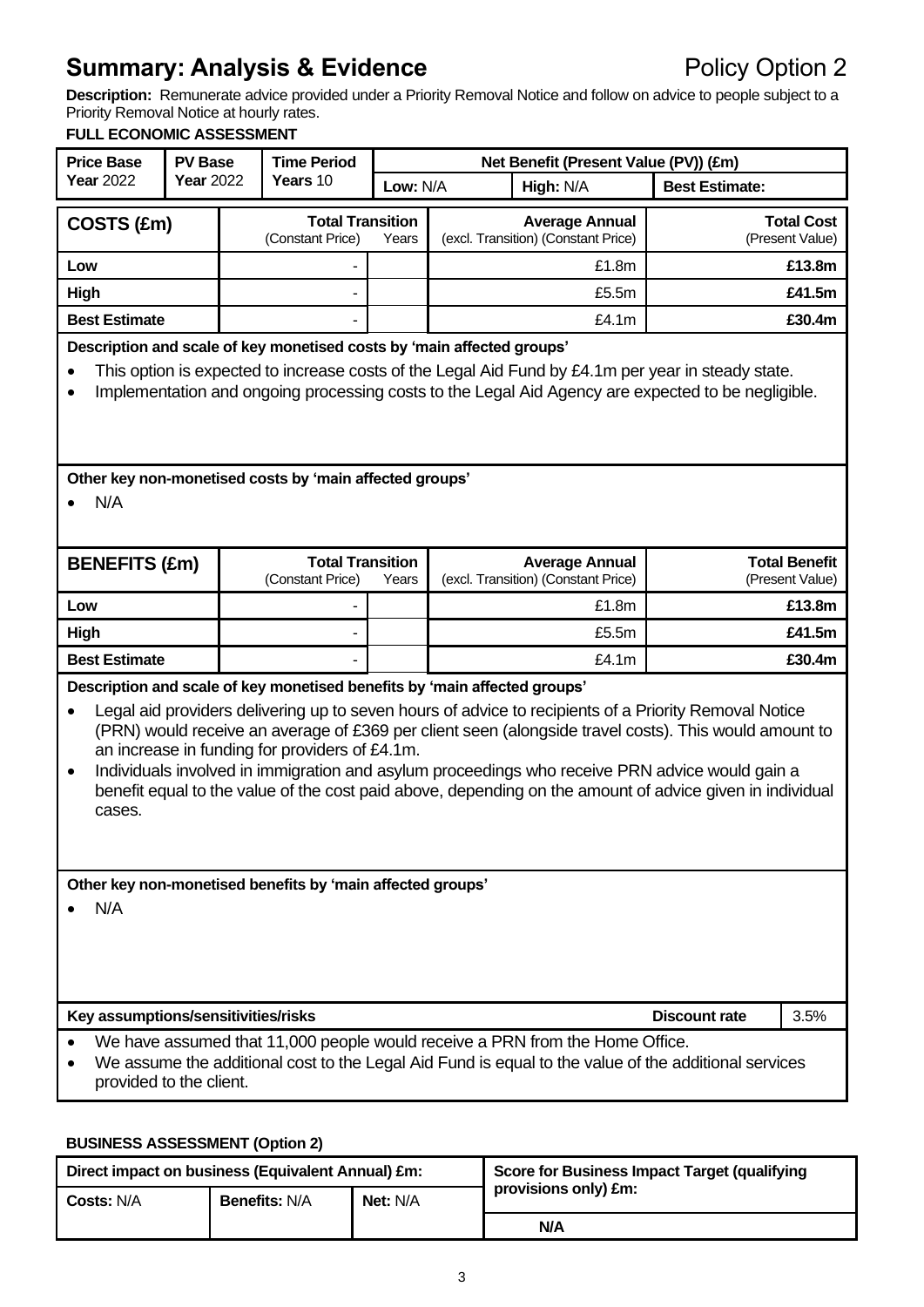# Summary: Analysis & Evidence

Policy Option 2

**Description:** Remunerate advice provided under a Priority Removal Notice and follow on advice to people subject to a Priority Removal Notice at hourly rates.

**FULL ECONOMIC ASSESSMENT**

| Price Base | PV Base | Time Period | Net Benefit (Present Value (PV)) (£m) | | |
|---|---|---|---|---|---|
| **Year** 2022 | **Year** 2022 | **Years** 10 | **Low:** N/A | **High:** N/A | **Best Estimate:** |

| COSTS (£m) | Total Transition (Constant Price) | Years | Average Annual (excl. Transition) (Constant Price) | Total Cost (Present Value) |
|---|---|---|---|---|
| **Low** | - | | £1.8m | **£13.8m** |
| **High** | - | | £5.5m | **£41.5m** |
| **Best Estimate** | - | | £4.1m | **£30.4m** |

**Description and scale of key monetised costs by 'main affected groups'**

- This option is expected to increase costs of the Legal Aid Fund by £4.1m per year in steady state.
- Implementation and ongoing processing costs to the Legal Aid Agency are expected to be negligible.

**Other key non-monetised costs by 'main affected groups'**

- N/A

| BENEFITS (£m) | Total Transition (Constant Price) | Years | Average Annual (excl. Transition) (Constant Price) | Total Benefit (Present Value) |
|---|---|---|---|---|
| **Low** | - | | £1.8m | **£13.8m** |
| **High** | - | | £5.5m | **£41.5m** |
| **Best Estimate** | - | | £4.1m | **£30.4m** |

**Description and scale of key monetised benefits by 'main affected groups'**

- Legal aid providers delivering up to seven hours of advice to recipients of a Priority Removal Notice (PRN) would receive an average of £369 per client seen (alongside travel costs). This would amount to an increase in funding for providers of £4.1m.
- Individuals involved in immigration and asylum proceedings who receive PRN advice would gain a benefit equal to the value of the cost paid above, depending on the amount of advice given in individual cases.

**Other key non-monetised benefits by 'main affected groups'**

- N/A

**Key assumptions/sensitivities/risks** | **Discount rate** | 3.5%

- We have assumed that 11,000 people would receive a PRN from the Home Office.
- We assume the additional cost to the Legal Aid Fund is equal to the value of the additional services provided to the client.

**BUSINESS ASSESSMENT (Option 2)**

| Direct impact on business (Equivalent Annual) £m: | | | Score for Business Impact Target (qualifying provisions only) £m: |
|---|---|---|---|
| **Costs:** N/A | **Benefits:** N/A | **Net:** N/A | **N/A** |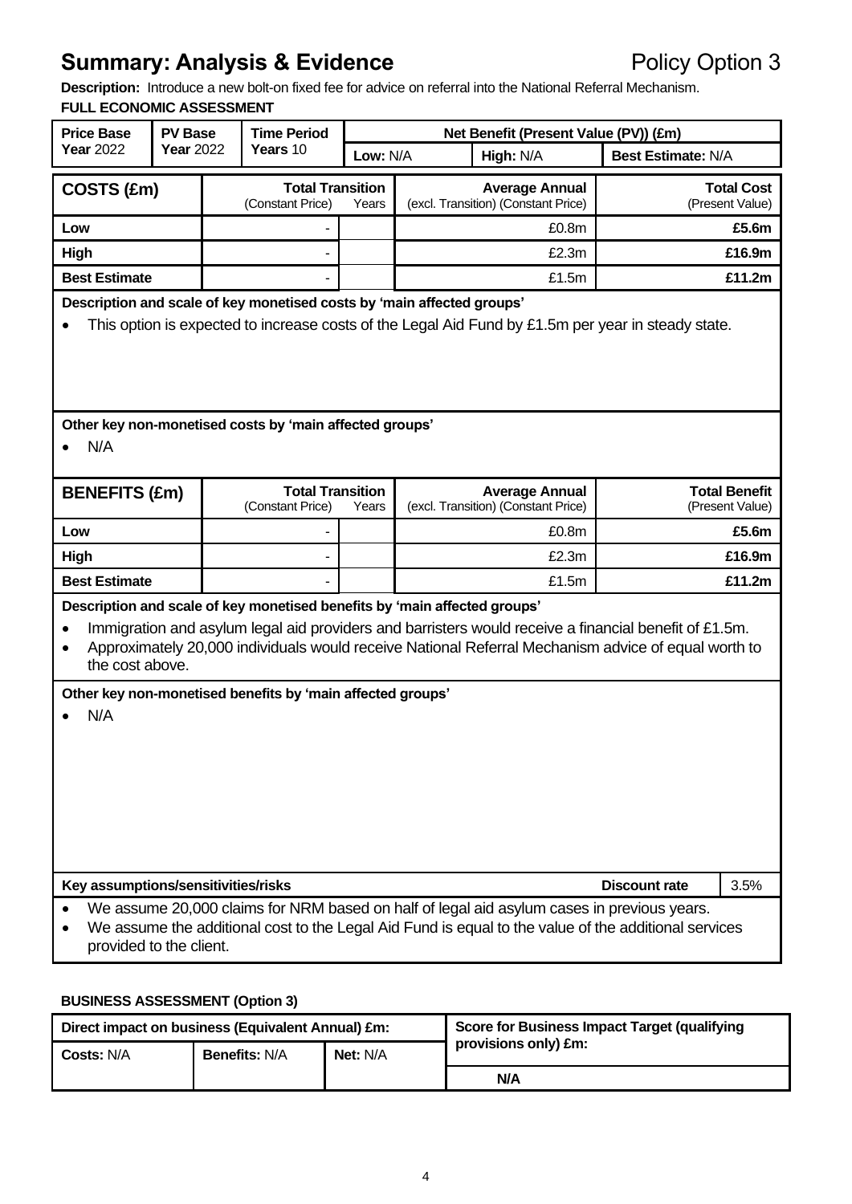# Summary: Analysis & Evidence

Policy Option 3

**Description:** Introduce a new bolt-on fixed fee for advice on referral into the National Referral Mechanism.

**FULL ECONOMIC ASSESSMENT**

| Price Base Year 2022 | PV Base Year 2022 | Time Period Years 10 | Net Benefit (Present Value (PV)) (£m) | | |
|---|---|---|---|---|---|
| | | | Low: N/A | High: N/A | Best Estimate: N/A |

| COSTS (£m) | Total Transition (Constant Price) | Years | Average Annual (excl. Transition) (Constant Price) | Total Cost (Present Value) |
|---|---|---|---|---|
| Low | - | | £0.8m | **£5.6m** |
| High | - | | £2.3m | **£16.9m** |
| Best Estimate | - | | £1.5m | **£11.2m** |

**Description and scale of key monetised costs by 'main affected groups'**

- This option is expected to increase costs of the Legal Aid Fund by £1.5m per year in steady state.

**Other key non-monetised costs by 'main affected groups'**

- N/A

| BENEFITS (£m) | Total Transition (Constant Price) | Years | Average Annual (excl. Transition) (Constant Price) | Total Benefit (Present Value) |
|---|---|---|---|---|
| Low | - | | £0.8m | **£5.6m** |
| High | - | | £2.3m | **£16.9m** |
| Best Estimate | - | | £1.5m | **£11.2m** |

**Description and scale of key monetised benefits by 'main affected groups'**

- Immigration and asylum legal aid providers and barristers would receive a financial benefit of £1.5m.
- Approximately 20,000 individuals would receive National Referral Mechanism advice of equal worth to the cost above.

**Other key non-monetised benefits by 'main affected groups'**

- N/A

**Key assumptions/sensitivities/risks** — **Discount rate** 3.5%

- We assume 20,000 claims for NRM based on half of legal aid asylum cases in previous years.
- We assume the additional cost to the Legal Aid Fund is equal to the value of the additional services provided to the client.

**BUSINESS ASSESSMENT (Option 3)**

| Direct impact on business (Equivalent Annual) £m: | | | Score for Business Impact Target (qualifying provisions only) £m: |
|---|---|---|---|
| Costs: N/A | Benefits: N/A | Net: N/A | **N/A** |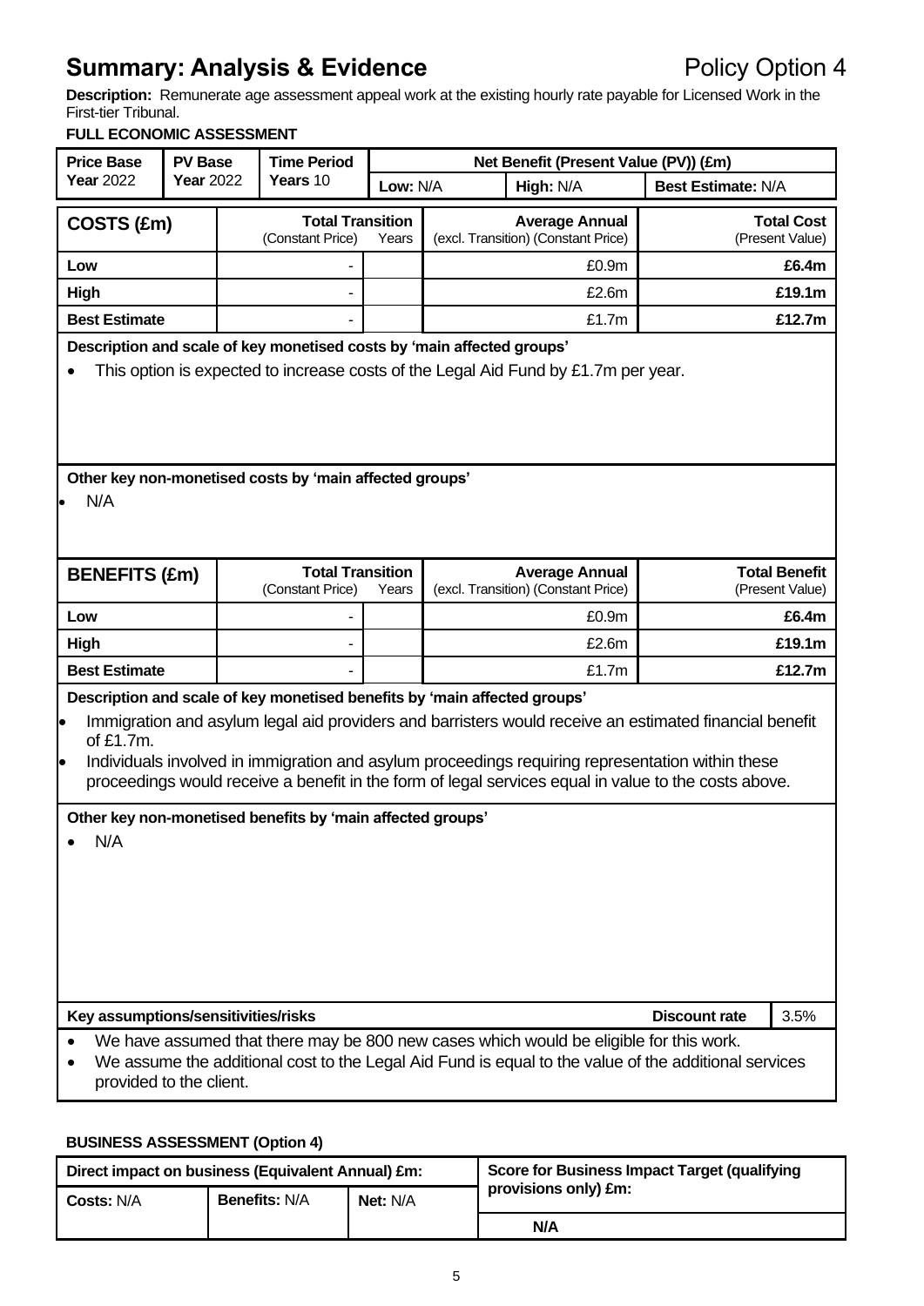# Summary: Analysis & Evidence

Policy Option 4

**Description:** Remunerate age assessment appeal work at the existing hourly rate payable for Licensed Work in the First-tier Tribunal.

**FULL ECONOMIC ASSESSMENT**

| Price Base | PV Base | Time Period | Net Benefit (Present Value (PV)) (£m) | | |
|---|---|---|---|---|---|
| **Year** 2022 | **Year** 2022 | **Years** 10 | **Low:** N/A | **High:** N/A | **Best Estimate:** N/A |

| COSTS (£m) | Total Transition (Constant Price) | Years | Average Annual (excl. Transition) (Constant Price) | Total Cost (Present Value) |
|---|---|---|---|---|
| **Low** | - | | £0.9m | **£6.4m** |
| **High** | - | | £2.6m | **£19.1m** |
| **Best Estimate** | - | | £1.7m | **£12.7m** |

**Description and scale of key monetised costs by 'main affected groups'**

- This option is expected to increase costs of the Legal Aid Fund by £1.7m per year.

**Other key non-monetised costs by 'main affected groups'**

- N/A

| BENEFITS (£m) | Total Transition (Constant Price) | Years | Average Annual (excl. Transition) (Constant Price) | Total Benefit (Present Value) |
|---|---|---|---|---|
| **Low** | - | | £0.9m | **£6.4m** |
| **High** | - | | £2.6m | **£19.1m** |
| **Best Estimate** | - | | £1.7m | **£12.7m** |

**Description and scale of key monetised benefits by 'main affected groups'**

- Immigration and asylum legal aid providers and barristers would receive an estimated financial benefit of £1.7m.
- Individuals involved in immigration and asylum proceedings requiring representation within these proceedings would receive a benefit in the form of legal services equal in value to the costs above.

**Other key non-monetised benefits by 'main affected groups'**

- N/A

**Key assumptions/sensitivities/risks** — **Discount rate** 3.5%

- We have assumed that there may be 800 new cases which would be eligible for this work.
- We assume the additional cost to the Legal Aid Fund is equal to the value of the additional services provided to the client.

**BUSINESS ASSESSMENT (Option 4)**

| Direct impact on business (Equivalent Annual) £m: | | | Score for Business Impact Target (qualifying provisions only) £m: |
|---|---|---|---|
| **Costs:** N/A | **Benefits:** N/A | **Net:** N/A | **N/A** |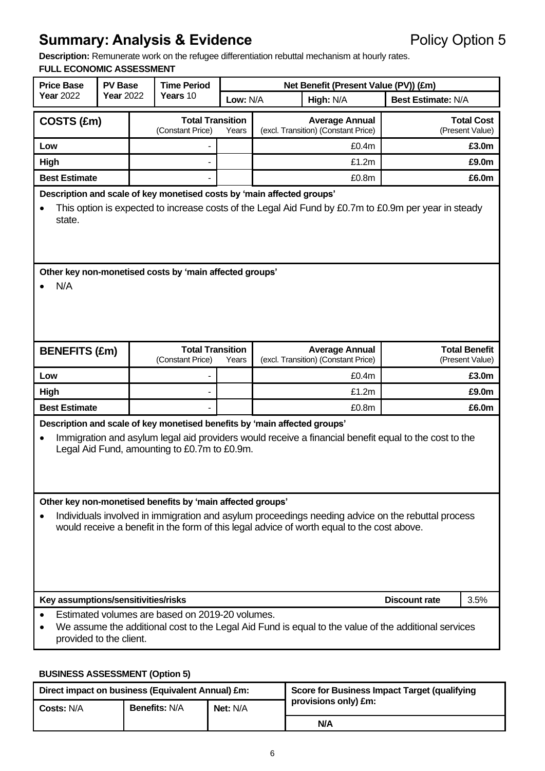# Summary: Analysis & Evidence

Policy Option 5

**Description:** Remunerate work on the refugee differentiation rebuttal mechanism at hourly rates.

**FULL ECONOMIC ASSESSMENT**

| Price Base Year 2022 | PV Base Year 2022 | Time Period Years 10 | Net Benefit (Present Value (PV)) (£m) | | |
|---|---|---|---|---|---|
| | | | Low: N/A | High: N/A | Best Estimate: N/A |

| COSTS (£m) | Total Transition (Constant Price) | Years | Average Annual (excl. Transition) (Constant Price) | Total Cost (Present Value) |
|---|---|---|---|---|
| Low | - | | £0.4m | **£3.0m** |
| High | - | | £1.2m | **£9.0m** |
| Best Estimate | - | | £0.8m | **£6.0m** |

**Description and scale of key monetised costs by 'main affected groups'**

- This option is expected to increase costs of the Legal Aid Fund by £0.7m to £0.9m per year in steady state.

**Other key non-monetised costs by 'main affected groups'**

- N/A

| BENEFITS (£m) | Total Transition (Constant Price) | Years | Average Annual (excl. Transition) (Constant Price) | Total Benefit (Present Value) |
|---|---|---|---|---|
| Low | - | | £0.4m | **£3.0m** |
| High | - | | £1.2m | **£9.0m** |
| Best Estimate | - | | £0.8m | **£6.0m** |

**Description and scale of key monetised benefits by 'main affected groups'**

- Immigration and asylum legal aid providers would receive a financial benefit equal to the cost to the Legal Aid Fund, amounting to £0.7m to £0.9m.

**Other key non-monetised benefits by 'main affected groups'**

- Individuals involved in immigration and asylum proceedings needing advice on the rebuttal process would receive a benefit in the form of this legal advice of worth equal to the cost above.

**Key assumptions/sensitivities/risks** — **Discount rate** 3.5%

- Estimated volumes are based on 2019-20 volumes.
- We assume the additional cost to the Legal Aid Fund is equal to the value of the additional services provided to the client.

**BUSINESS ASSESSMENT (Option 5)**

| Direct impact on business (Equivalent Annual) £m: | | | Score for Business Impact Target (qualifying provisions only) £m: |
|---|---|---|---|
| Costs: N/A | Benefits: N/A | Net: N/A | **N/A** |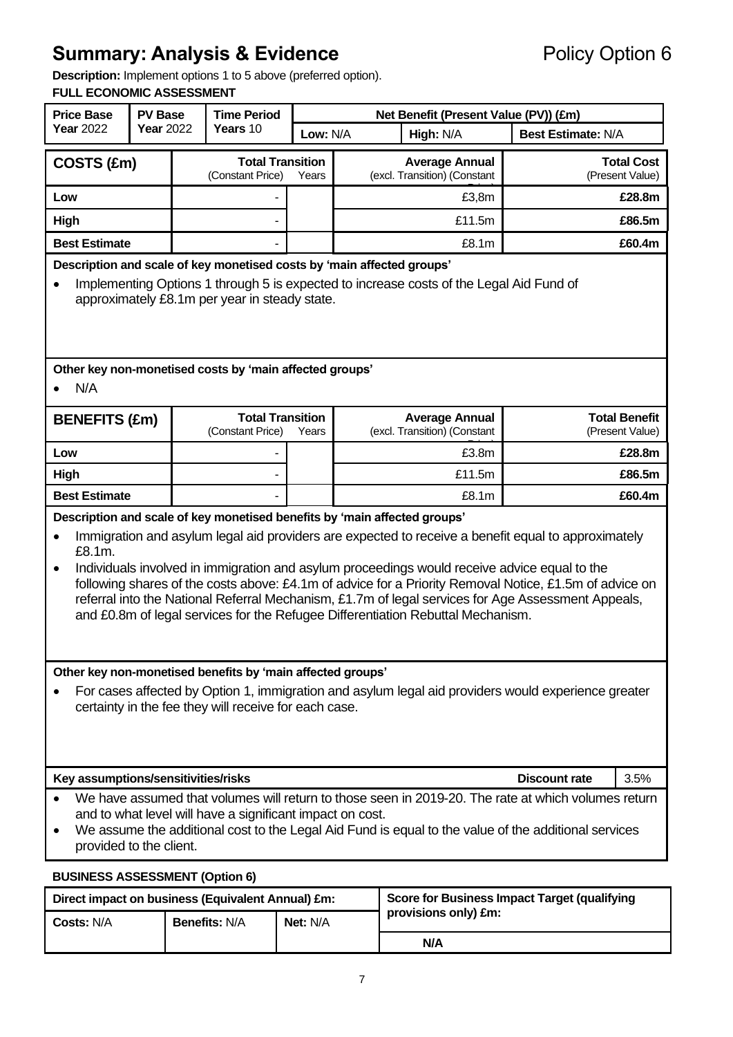# Summary: Analysis & Evidence

Policy Option 6

**Description:** Implement options 1 to 5 above (preferred option).

**FULL ECONOMIC ASSESSMENT**

| Price Base Year 2022 | PV Base Year 2022 | Time Period Years 10 | Net Benefit (Present Value (PV)) (£m) | | |
|---|---|---|---|---|---|
| | | | Low: N/A | High: N/A | Best Estimate: N/A |

| COSTS (£m) | Total Transition (Constant Price) | Years | Average Annual (excl. Transition) (Constant Price) | Total Cost (Present Value) |
|---|---|---|---|---|
| Low | - | | £3,8m | **£28.8m** |
| High | - | | £11.5m | **£86.5m** |
| Best Estimate | - | | £8.1m | **£60.4m** |

**Description and scale of key monetised costs by 'main affected groups'**

- Implementing Options 1 through 5 is expected to increase costs of the Legal Aid Fund of approximately £8.1m per year in steady state.

**Other key non-monetised costs by 'main affected groups'**

- N/A

| BENEFITS (£m) | Total Transition (Constant Price) | Years | Average Annual (excl. Transition) (Constant Price) | Total Benefit (Present Value) |
|---|---|---|---|---|
| Low | - | | £3.8m | **£28.8m** |
| High | - | | £11.5m | **£86.5m** |
| Best Estimate | - | | £8.1m | **£60.4m** |

**Description and scale of key monetised benefits by 'main affected groups'**

- Immigration and asylum legal aid providers are expected to receive a benefit equal to approximately £8.1m.
- Individuals involved in immigration and asylum proceedings would receive advice equal to the following shares of the costs above: £4.1m of advice for a Priority Removal Notice, £1.5m of advice on referral into the National Referral Mechanism, £1.7m of legal services for Age Assessment Appeals, and £0.8m of legal services for the Refugee Differentiation Rebuttal Mechanism.

**Other key non-monetised benefits by 'main affected groups'**

- For cases affected by Option 1, immigration and asylum legal aid providers would experience greater certainty in the fee they will receive for each case.

**Key assumptions/sensitivities/risks** | **Discount rate** 3.5%

- We have assumed that volumes will return to those seen in 2019-20. The rate at which volumes return and to what level will have a significant impact on cost.
- We assume the additional cost to the Legal Aid Fund is equal to the value of the additional services provided to the client.

**BUSINESS ASSESSMENT (Option 6)**

| Direct impact on business (Equivalent Annual) £m: | | | Score for Business Impact Target (qualifying provisions only) £m: |
|---|---|---|---|
| Costs: N/A | Benefits: N/A | Net: N/A | **N/A** |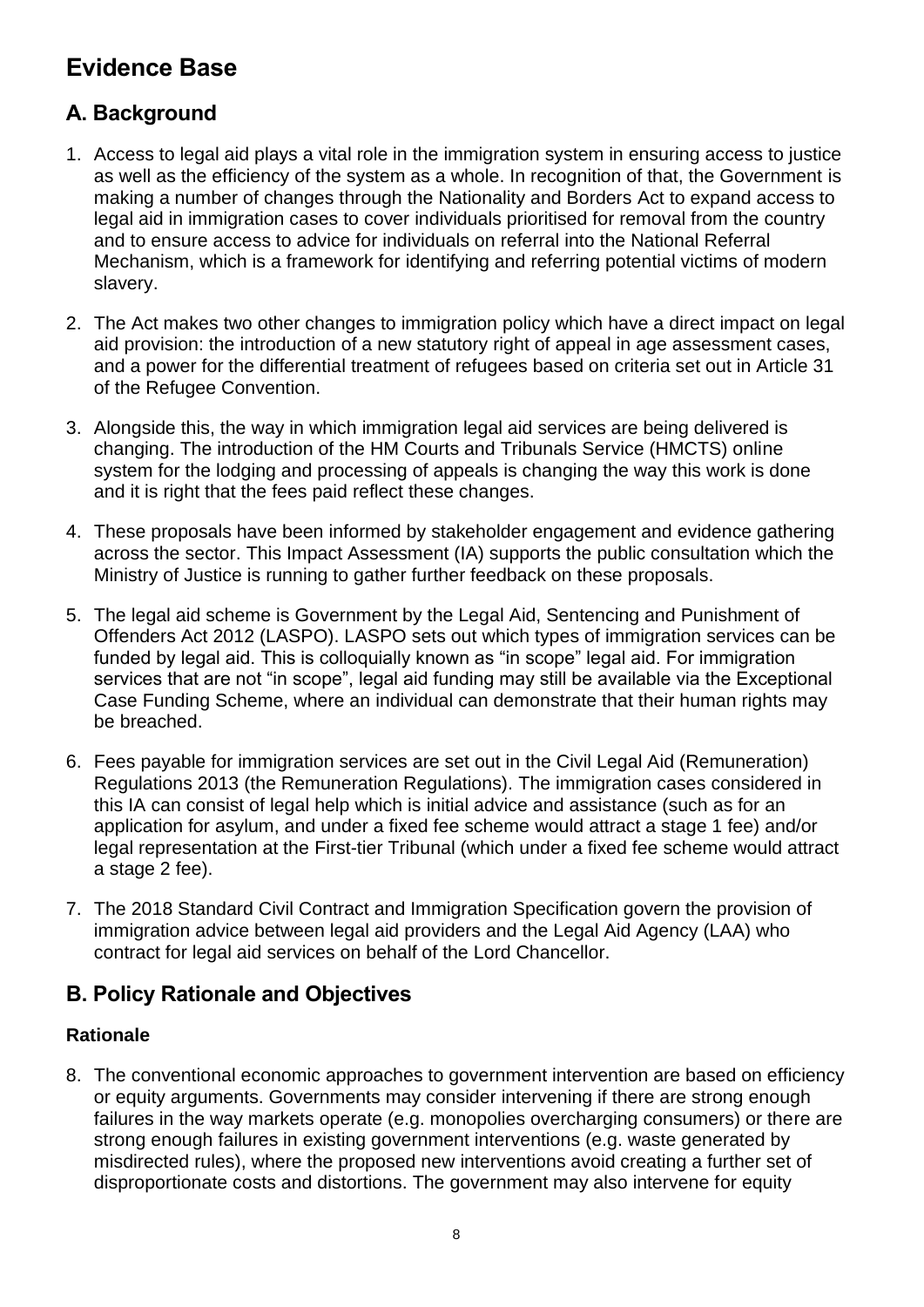# Evidence Base

## A. Background

1. Access to legal aid plays a vital role in the immigration system in ensuring access to justice as well as the efficiency of the system as a whole. In recognition of that, the Government is making a number of changes through the Nationality and Borders Act to expand access to legal aid in immigration cases to cover individuals prioritised for removal from the country and to ensure access to advice for individuals on referral into the National Referral Mechanism, which is a framework for identifying and referring potential victims of modern slavery.

2. The Act makes two other changes to immigration policy which have a direct impact on legal aid provision: the introduction of a new statutory right of appeal in age assessment cases, and a power for the differential treatment of refugees based on criteria set out in Article 31 of the Refugee Convention.

3. Alongside this, the way in which immigration legal aid services are being delivered is changing. The introduction of the HM Courts and Tribunals Service (HMCTS) online system for the lodging and processing of appeals is changing the way this work is done and it is right that the fees paid reflect these changes.

4. These proposals have been informed by stakeholder engagement and evidence gathering across the sector. This Impact Assessment (IA) supports the public consultation which the Ministry of Justice is running to gather further feedback on these proposals.

5. The legal aid scheme is Government by the Legal Aid, Sentencing and Punishment of Offenders Act 2012 (LASPO). LASPO sets out which types of immigration services can be funded by legal aid. This is colloquially known as "in scope" legal aid. For immigration services that are not "in scope", legal aid funding may still be available via the Exceptional Case Funding Scheme, where an individual can demonstrate that their human rights may be breached.

6. Fees payable for immigration services are set out in the Civil Legal Aid (Remuneration) Regulations 2013 (the Remuneration Regulations). The immigration cases considered in this IA can consist of legal help which is initial advice and assistance (such as for an application for asylum, and under a fixed fee scheme would attract a stage 1 fee) and/or legal representation at the First-tier Tribunal (which under a fixed fee scheme would attract a stage 2 fee).

7. The 2018 Standard Civil Contract and Immigration Specification govern the provision of immigration advice between legal aid providers and the Legal Aid Agency (LAA) who contract for legal aid services on behalf of the Lord Chancellor.

## B. Policy Rationale and Objectives

### Rationale

8. The conventional economic approaches to government intervention are based on efficiency or equity arguments. Governments may consider intervening if there are strong enough failures in the way markets operate (e.g. monopolies overcharging consumers) or there are strong enough failures in existing government interventions (e.g. waste generated by misdirected rules), where the proposed new interventions avoid creating a further set of disproportionate costs and distortions. The government may also intervene for equity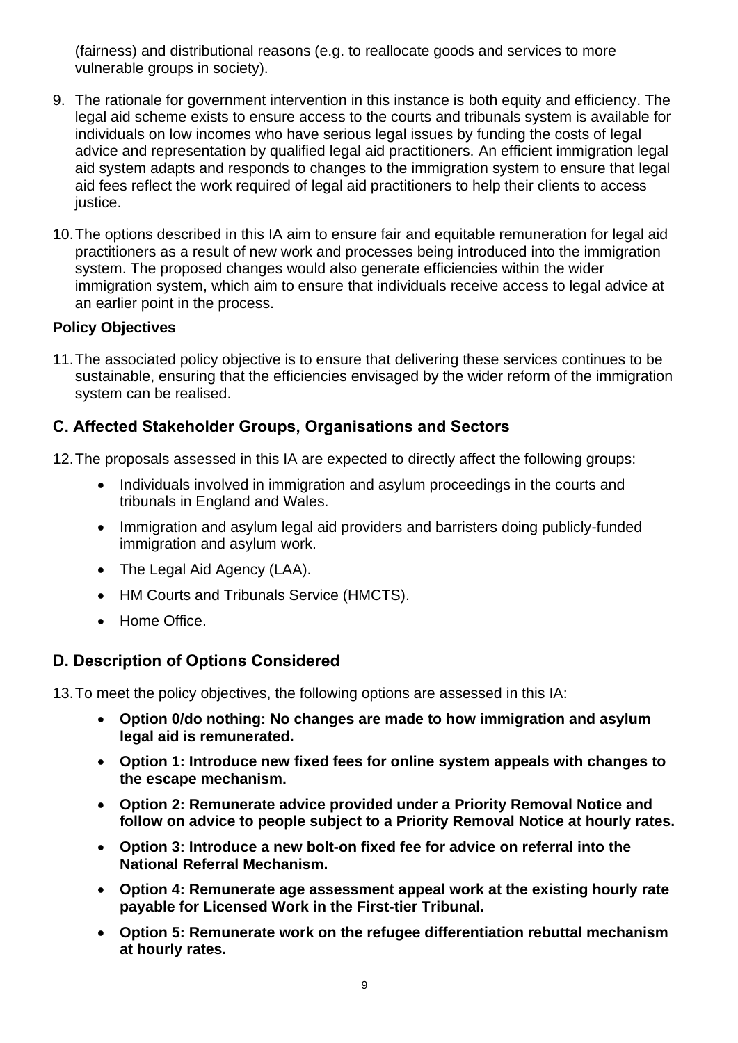(fairness) and distributional reasons (e.g. to reallocate goods and services to more vulnerable groups in society).

9. The rationale for government intervention in this instance is both equity and efficiency. The legal aid scheme exists to ensure access to the courts and tribunals system is available for individuals on low incomes who have serious legal issues by funding the costs of legal advice and representation by qualified legal aid practitioners. An efficient immigration legal aid system adapts and responds to changes to the immigration system to ensure that legal aid fees reflect the work required of legal aid practitioners to help their clients to access justice.

10. The options described in this IA aim to ensure fair and equitable remuneration for legal aid practitioners as a result of new work and processes being introduced into the immigration system. The proposed changes would also generate efficiencies within the wider immigration system, which aim to ensure that individuals receive access to legal advice at an earlier point in the process.

**Policy Objectives**

11. The associated policy objective is to ensure that delivering these services continues to be sustainable, ensuring that the efficiencies envisaged by the wider reform of the immigration system can be realised.

## C. Affected Stakeholder Groups, Organisations and Sectors

12. The proposals assessed in this IA are expected to directly affect the following groups:

- Individuals involved in immigration and asylum proceedings in the courts and tribunals in England and Wales.
- Immigration and asylum legal aid providers and barristers doing publicly-funded immigration and asylum work.
- The Legal Aid Agency (LAA).
- HM Courts and Tribunals Service (HMCTS).
- Home Office.

## D. Description of Options Considered

13. To meet the policy objectives, the following options are assessed in this IA:

- **Option 0/do nothing: No changes are made to how immigration and asylum legal aid is remunerated.**
- **Option 1: Introduce new fixed fees for online system appeals with changes to the escape mechanism.**
- **Option 2: Remunerate advice provided under a Priority Removal Notice and follow on advice to people subject to a Priority Removal Notice at hourly rates.**
- **Option 3: Introduce a new bolt-on fixed fee for advice on referral into the National Referral Mechanism.**
- **Option 4: Remunerate age assessment appeal work at the existing hourly rate payable for Licensed Work in the First-tier Tribunal.**
- **Option 5: Remunerate work on the refugee differentiation rebuttal mechanism at hourly rates.**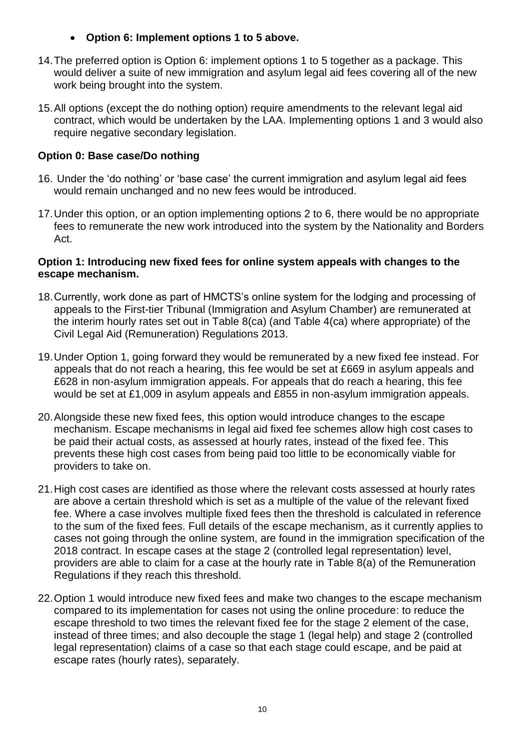- **Option 6: Implement options 1 to 5 above.**

14. The preferred option is Option 6: implement options 1 to 5 together as a package. This would deliver a suite of new immigration and asylum legal aid fees covering all of the new work being brought into the system.

15. All options (except the do nothing option) require amendments to the relevant legal aid contract, which would be undertaken by the LAA. Implementing options 1 and 3 would also require negative secondary legislation.

### Option 0: Base case/Do nothing

16. Under the 'do nothing' or 'base case' the current immigration and asylum legal aid fees would remain unchanged and no new fees would be introduced.

17. Under this option, or an option implementing options 2 to 6, there would be no appropriate fees to remunerate the new work introduced into the system by the Nationality and Borders Act.

### Option 1: Introducing new fixed fees for online system appeals with changes to the escape mechanism.

18. Currently, work done as part of HMCTS's online system for the lodging and processing of appeals to the First-tier Tribunal (Immigration and Asylum Chamber) are remunerated at the interim hourly rates set out in Table 8(ca) (and Table 4(ca) where appropriate) of the Civil Legal Aid (Remuneration) Regulations 2013.

19. Under Option 1, going forward they would be remunerated by a new fixed fee instead. For appeals that do not reach a hearing, this fee would be set at £669 in asylum appeals and £628 in non-asylum immigration appeals. For appeals that do reach a hearing, this fee would be set at £1,009 in asylum appeals and £855 in non-asylum immigration appeals.

20. Alongside these new fixed fees, this option would introduce changes to the escape mechanism. Escape mechanisms in legal aid fixed fee schemes allow high cost cases to be paid their actual costs, as assessed at hourly rates, instead of the fixed fee. This prevents these high cost cases from being paid too little to be economically viable for providers to take on.

21. High cost cases are identified as those where the relevant costs assessed at hourly rates are above a certain threshold which is set as a multiple of the value of the relevant fixed fee. Where a case involves multiple fixed fees then the threshold is calculated in reference to the sum of the fixed fees. Full details of the escape mechanism, as it currently applies to cases not going through the online system, are found in the immigration specification of the 2018 contract. In escape cases at the stage 2 (controlled legal representation) level, providers are able to claim for a case at the hourly rate in Table 8(a) of the Remuneration Regulations if they reach this threshold.

22. Option 1 would introduce new fixed fees and make two changes to the escape mechanism compared to its implementation for cases not using the online procedure: to reduce the escape threshold to two times the relevant fixed fee for the stage 2 element of the case, instead of three times; and also decouple the stage 1 (legal help) and stage 2 (controlled legal representation) claims of a case so that each stage could escape, and be paid at escape rates (hourly rates), separately.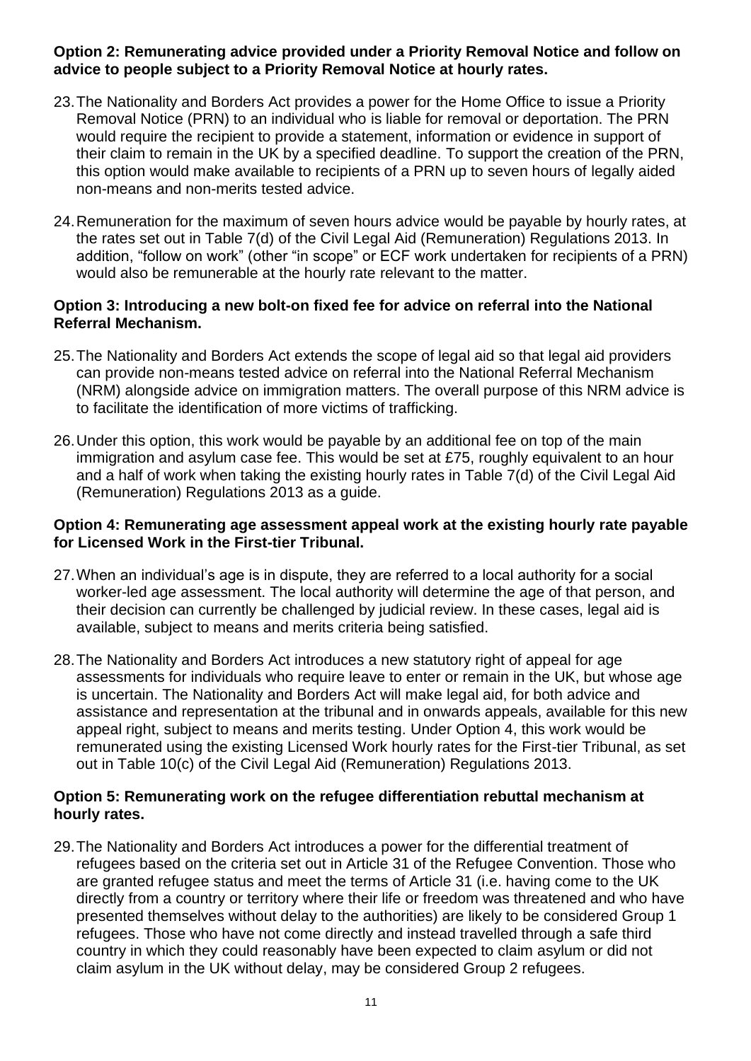**Option 2: Remunerating advice provided under a Priority Removal Notice and follow on advice to people subject to a Priority Removal Notice at hourly rates.**

23. The Nationality and Borders Act provides a power for the Home Office to issue a Priority Removal Notice (PRN) to an individual who is liable for removal or deportation. The PRN would require the recipient to provide a statement, information or evidence in support of their claim to remain in the UK by a specified deadline. To support the creation of the PRN, this option would make available to recipients of a PRN up to seven hours of legally aided non-means and non-merits tested advice.

24. Remuneration for the maximum of seven hours advice would be payable by hourly rates, at the rates set out in Table 7(d) of the Civil Legal Aid (Remuneration) Regulations 2013. In addition, "follow on work" (other "in scope" or ECF work undertaken for recipients of a PRN) would also be remunerable at the hourly rate relevant to the matter.

**Option 3: Introducing a new bolt-on fixed fee for advice on referral into the National Referral Mechanism.**

25. The Nationality and Borders Act extends the scope of legal aid so that legal aid providers can provide non-means tested advice on referral into the National Referral Mechanism (NRM) alongside advice on immigration matters. The overall purpose of this NRM advice is to facilitate the identification of more victims of trafficking.

26. Under this option, this work would be payable by an additional fee on top of the main immigration and asylum case fee. This would be set at £75, roughly equivalent to an hour and a half of work when taking the existing hourly rates in Table 7(d) of the Civil Legal Aid (Remuneration) Regulations 2013 as a guide.

**Option 4: Remunerating age assessment appeal work at the existing hourly rate payable for Licensed Work in the First-tier Tribunal.**

27. When an individual's age is in dispute, they are referred to a local authority for a social worker-led age assessment. The local authority will determine the age of that person, and their decision can currently be challenged by judicial review. In these cases, legal aid is available, subject to means and merits criteria being satisfied.

28. The Nationality and Borders Act introduces a new statutory right of appeal for age assessments for individuals who require leave to enter or remain in the UK, but whose age is uncertain. The Nationality and Borders Act will make legal aid, for both advice and assistance and representation at the tribunal and in onwards appeals, available for this new appeal right, subject to means and merits testing. Under Option 4, this work would be remunerated using the existing Licensed Work hourly rates for the First-tier Tribunal, as set out in Table 10(c) of the Civil Legal Aid (Remuneration) Regulations 2013.

**Option 5: Remunerating work on the refugee differentiation rebuttal mechanism at hourly rates.**

29. The Nationality and Borders Act introduces a power for the differential treatment of refugees based on the criteria set out in Article 31 of the Refugee Convention. Those who are granted refugee status and meet the terms of Article 31 (i.e. having come to the UK directly from a country or territory where their life or freedom was threatened and who have presented themselves without delay to the authorities) are likely to be considered Group 1 refugees. Those who have not come directly and instead travelled through a safe third country in which they could reasonably have been expected to claim asylum or did not claim asylum in the UK without delay, may be considered Group 2 refugees.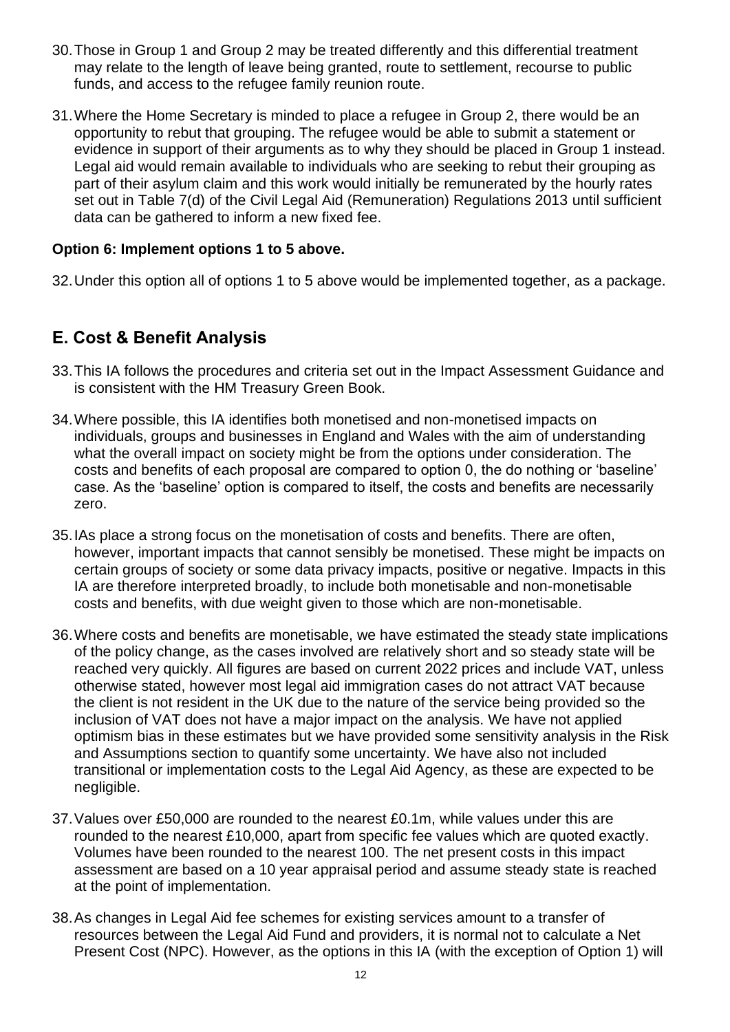30. Those in Group 1 and Group 2 may be treated differently and this differential treatment may relate to the length of leave being granted, route to settlement, recourse to public funds, and access to the refugee family reunion route.

31. Where the Home Secretary is minded to place a refugee in Group 2, there would be an opportunity to rebut that grouping. The refugee would be able to submit a statement or evidence in support of their arguments as to why they should be placed in Group 1 instead. Legal aid would remain available to individuals who are seeking to rebut their grouping as part of their asylum claim and this work would initially be remunerated by the hourly rates set out in Table 7(d) of the Civil Legal Aid (Remuneration) Regulations 2013 until sufficient data can be gathered to inform a new fixed fee.

**Option 6: Implement options 1 to 5 above.**

32. Under this option all of options 1 to 5 above would be implemented together, as a package.

## E. Cost & Benefit Analysis

33. This IA follows the procedures and criteria set out in the Impact Assessment Guidance and is consistent with the HM Treasury Green Book.

34. Where possible, this IA identifies both monetised and non-monetised impacts on individuals, groups and businesses in England and Wales with the aim of understanding what the overall impact on society might be from the options under consideration. The costs and benefits of each proposal are compared to option 0, the do nothing or 'baseline' case. As the 'baseline' option is compared to itself, the costs and benefits are necessarily zero.

35. IAs place a strong focus on the monetisation of costs and benefits. There are often, however, important impacts that cannot sensibly be monetised. These might be impacts on certain groups of society or some data privacy impacts, positive or negative. Impacts in this IA are therefore interpreted broadly, to include both monetisable and non-monetisable costs and benefits, with due weight given to those which are non-monetisable.

36. Where costs and benefits are monetisable, we have estimated the steady state implications of the policy change, as the cases involved are relatively short and so steady state will be reached very quickly. All figures are based on current 2022 prices and include VAT, unless otherwise stated, however most legal aid immigration cases do not attract VAT because the client is not resident in the UK due to the nature of the service being provided so the inclusion of VAT does not have a major impact on the analysis. We have not applied optimism bias in these estimates but we have provided some sensitivity analysis in the Risk and Assumptions section to quantify some uncertainty. We have also not included transitional or implementation costs to the Legal Aid Agency, as these are expected to be negligible.

37. Values over £50,000 are rounded to the nearest £0.1m, while values under this are rounded to the nearest £10,000, apart from specific fee values which are quoted exactly. Volumes have been rounded to the nearest 100. The net present costs in this impact assessment are based on a 10 year appraisal period and assume steady state is reached at the point of implementation.

38. As changes in Legal Aid fee schemes for existing services amount to a transfer of resources between the Legal Aid Fund and providers, it is normal not to calculate a Net Present Cost (NPC). However, as the options in this IA (with the exception of Option 1) will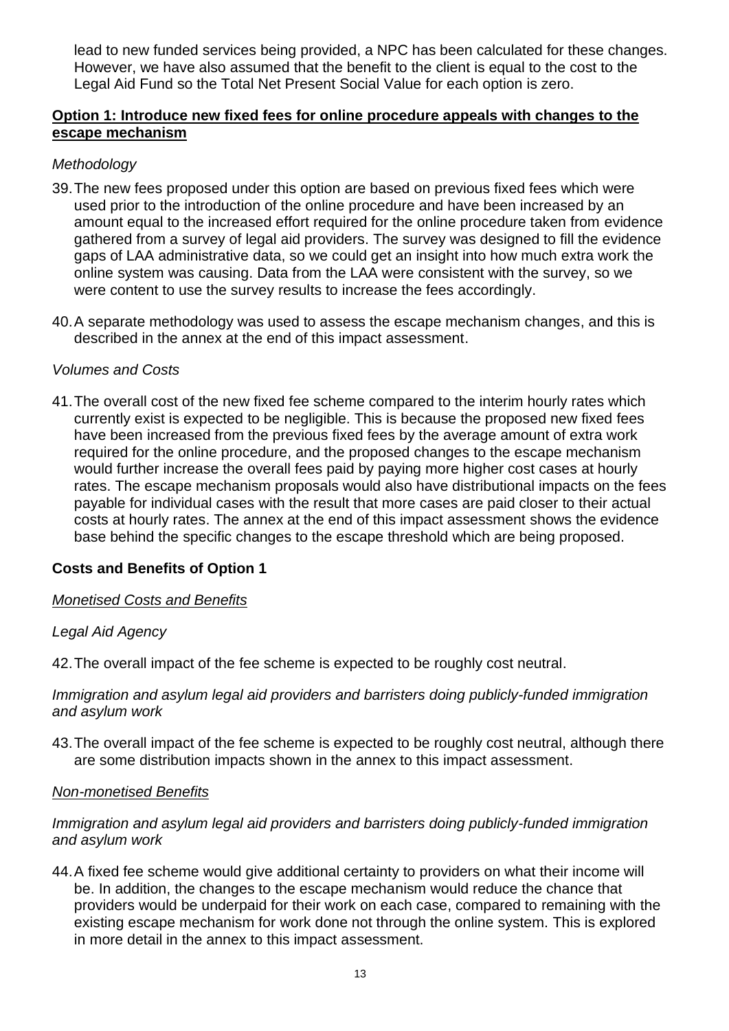lead to new funded services being provided, a NPC has been calculated for these changes. However, we have also assumed that the benefit to the client is equal to the cost to the Legal Aid Fund so the Total Net Present Social Value for each option is zero.

**Option 1: Introduce new fixed fees for online procedure appeals with changes to the escape mechanism**

*Methodology*

39. The new fees proposed under this option are based on previous fixed fees which were used prior to the introduction of the online procedure and have been increased by an amount equal to the increased effort required for the online procedure taken from evidence gathered from a survey of legal aid providers. The survey was designed to fill the evidence gaps of LAA administrative data, so we could get an insight into how much extra work the online system was causing. Data from the LAA were consistent with the survey, so we were content to use the survey results to increase the fees accordingly.

40. A separate methodology was used to assess the escape mechanism changes, and this is described in the annex at the end of this impact assessment.

*Volumes and Costs*

41. The overall cost of the new fixed fee scheme compared to the interim hourly rates which currently exist is expected to be negligible. This is because the proposed new fixed fees have been increased from the previous fixed fees by the average amount of extra work required for the online procedure, and the proposed changes to the escape mechanism would further increase the overall fees paid by paying more higher cost cases at hourly rates. The escape mechanism proposals would also have distributional impacts on the fees payable for individual cases with the result that more cases are paid closer to their actual costs at hourly rates. The annex at the end of this impact assessment shows the evidence base behind the specific changes to the escape threshold which are being proposed.

**Costs and Benefits of Option 1**

*Monetised Costs and Benefits*

*Legal Aid Agency*

42. The overall impact of the fee scheme is expected to be roughly cost neutral.

*Immigration and asylum legal aid providers and barristers doing publicly-funded immigration and asylum work*

43. The overall impact of the fee scheme is expected to be roughly cost neutral, although there are some distribution impacts shown in the annex to this impact assessment.

*Non-monetised Benefits*

*Immigration and asylum legal aid providers and barristers doing publicly-funded immigration and asylum work*

44. A fixed fee scheme would give additional certainty to providers on what their income will be. In addition, the changes to the escape mechanism would reduce the chance that providers would be underpaid for their work on each case, compared to remaining with the existing escape mechanism for work done not through the online system. This is explored in more detail in the annex to this impact assessment.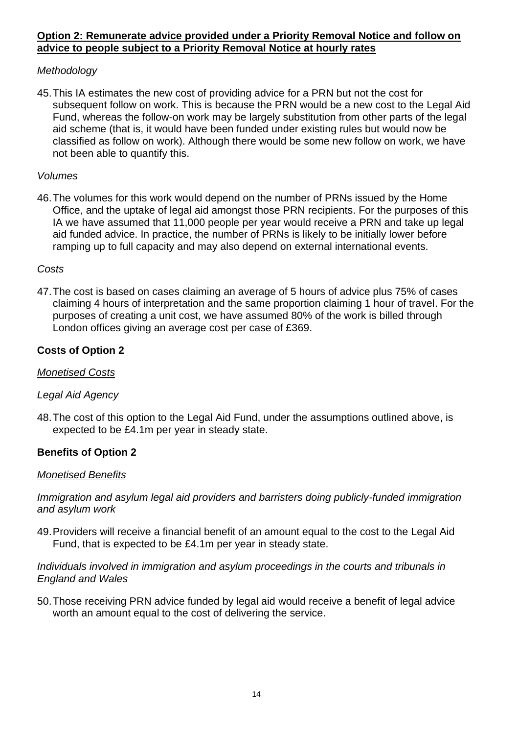**<u>Option 2: Remunerate advice provided under a Priority Removal Notice and follow on advice to people subject to a Priority Removal Notice at hourly rates</u>**

*Methodology*

45. This IA estimates the new cost of providing advice for a PRN but not the cost for subsequent follow on work. This is because the PRN would be a new cost to the Legal Aid Fund, whereas the follow-on work may be largely substitution from other parts of the legal aid scheme (that is, it would have been funded under existing rules but would now be classified as follow on work). Although there would be some new follow on work, we have not been able to quantify this.

*Volumes*

46. The volumes for this work would depend on the number of PRNs issued by the Home Office, and the uptake of legal aid amongst those PRN recipients. For the purposes of this IA we have assumed that 11,000 people per year would receive a PRN and take up legal aid funded advice. In practice, the number of PRNs is likely to be initially lower before ramping up to full capacity and may also depend on external international events.

*Costs*

47. The cost is based on cases claiming an average of 5 hours of advice plus 75% of cases claiming 4 hours of interpretation and the same proportion claiming 1 hour of travel. For the purposes of creating a unit cost, we have assumed 80% of the work is billed through London offices giving an average cost per case of £369.

**Costs of Option 2**

*<u>Monetised Costs</u>*

*Legal Aid Agency*

48. The cost of this option to the Legal Aid Fund, under the assumptions outlined above, is expected to be £4.1m per year in steady state.

**Benefits of Option 2**

*<u>Monetised Benefits</u>*

*Immigration and asylum legal aid providers and barristers doing publicly-funded immigration and asylum work*

49. Providers will receive a financial benefit of an amount equal to the cost to the Legal Aid Fund, that is expected to be £4.1m per year in steady state.

*Individuals involved in immigration and asylum proceedings in the courts and tribunals in England and Wales*

50. Those receiving PRN advice funded by legal aid would receive a benefit of legal advice worth an amount equal to the cost of delivering the service.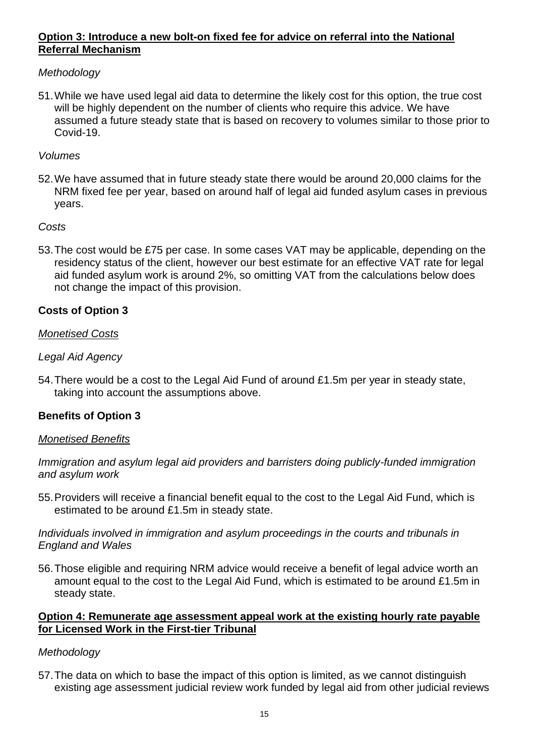**<u>Option 3: Introduce a new bolt-on fixed fee for advice on referral into the National Referral Mechanism</u>**

*Methodology*

51. While we have used legal aid data to determine the likely cost for this option, the true cost will be highly dependent on the number of clients who require this advice. We have assumed a future steady state that is based on recovery to volumes similar to those prior to Covid-19.

*Volumes*

52. We have assumed that in future steady state there would be around 20,000 claims for the NRM fixed fee per year, based on around half of legal aid funded asylum cases in previous years.

*Costs*

53. The cost would be £75 per case. In some cases VAT may be applicable, depending on the residency status of the client, however our best estimate for an effective VAT rate for legal aid funded asylum work is around 2%, so omitting VAT from the calculations below does not change the impact of this provision.

**Costs of Option 3**

*<u>Monetised Costs</u>*

*Legal Aid Agency*

54. There would be a cost to the Legal Aid Fund of around £1.5m per year in steady state, taking into account the assumptions above.

**Benefits of Option 3**

*<u>Monetised Benefits</u>*

*Immigration and asylum legal aid providers and barristers doing publicly-funded immigration and asylum work*

55. Providers will receive a financial benefit equal to the cost to the Legal Aid Fund, which is estimated to be around £1.5m in steady state.

*Individuals involved in immigration and asylum proceedings in the courts and tribunals in England and Wales*

56. Those eligible and requiring NRM advice would receive a benefit of legal advice worth an amount equal to the cost to the Legal Aid Fund, which is estimated to be around £1.5m in steady state.

**<u>Option 4: Remunerate age assessment appeal work at the existing hourly rate payable for Licensed Work in the First-tier Tribunal</u>**

*Methodology*

57. The data on which to base the impact of this option is limited, as we cannot distinguish existing age assessment judicial review work funded by legal aid from other judicial reviews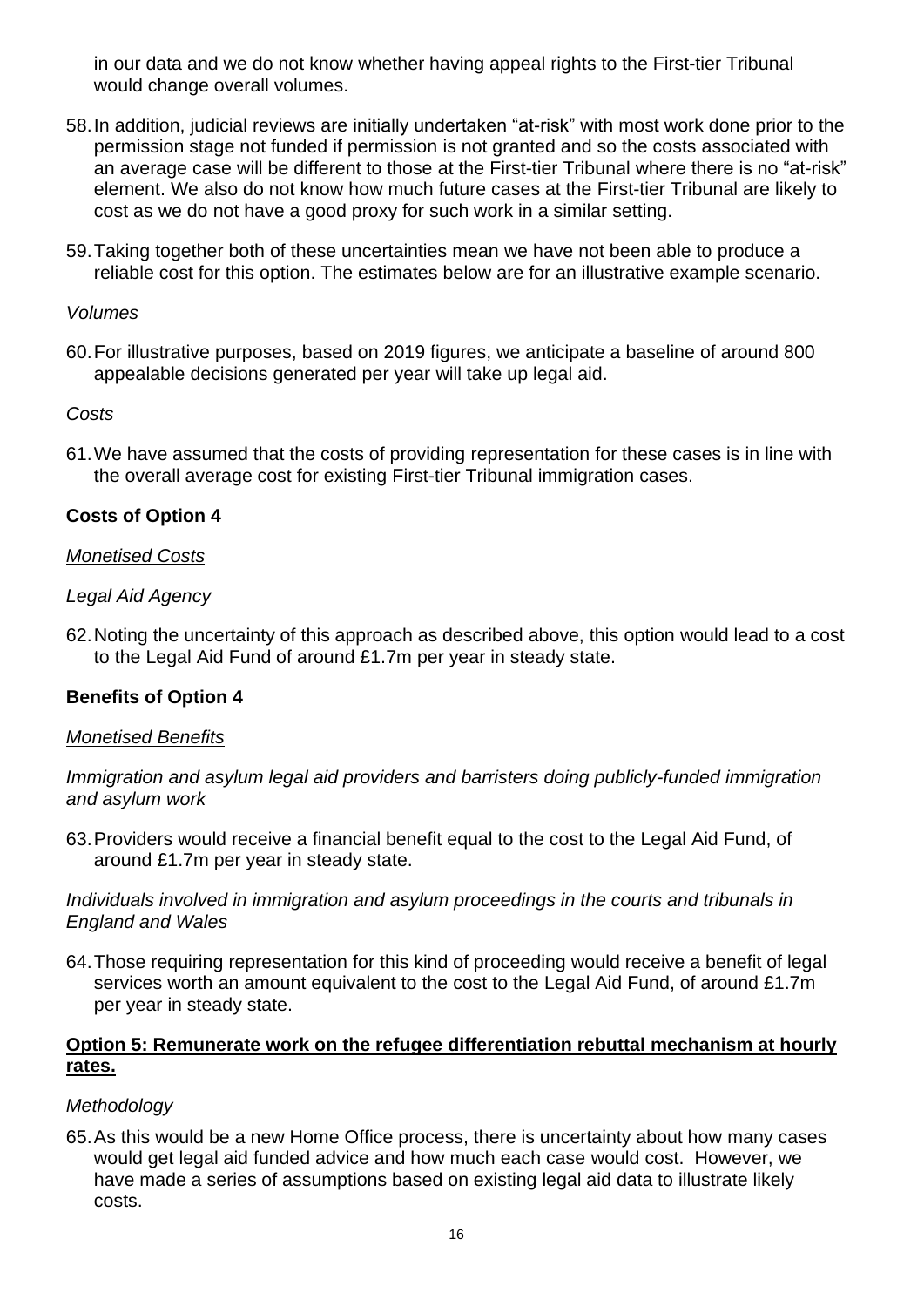in our data and we do not know whether having appeal rights to the First-tier Tribunal would change overall volumes.

58. In addition, judicial reviews are initially undertaken "at-risk" with most work done prior to the permission stage not funded if permission is not granted and so the costs associated with an average case will be different to those at the First-tier Tribunal where there is no "at-risk" element. We also do not know how much future cases at the First-tier Tribunal are likely to cost as we do not have a good proxy for such work in a similar setting.

59. Taking together both of these uncertainties mean we have not been able to produce a reliable cost for this option. The estimates below are for an illustrative example scenario.

*Volumes*

60. For illustrative purposes, based on 2019 figures, we anticipate a baseline of around 800 appealable decisions generated per year will take up legal aid.

*Costs*

61. We have assumed that the costs of providing representation for these cases is in line with the overall average cost for existing First-tier Tribunal immigration cases.

**Costs of Option 4**

*Monetised Costs*

*Legal Aid Agency*

62. Noting the uncertainty of this approach as described above, this option would lead to a cost to the Legal Aid Fund of around £1.7m per year in steady state.

**Benefits of Option 4**

*Monetised Benefits*

*Immigration and asylum legal aid providers and barristers doing publicly-funded immigration and asylum work*

63. Providers would receive a financial benefit equal to the cost to the Legal Aid Fund, of around £1.7m per year in steady state.

*Individuals involved in immigration and asylum proceedings in the courts and tribunals in England and Wales*

64. Those requiring representation for this kind of proceeding would receive a benefit of legal services worth an amount equivalent to the cost to the Legal Aid Fund, of around £1.7m per year in steady state.

**Option 5: Remunerate work on the refugee differentiation rebuttal mechanism at hourly rates.**

*Methodology*

65. As this would be a new Home Office process, there is uncertainty about how many cases would get legal aid funded advice and how much each case would cost. However, we have made a series of assumptions based on existing legal aid data to illustrate likely costs.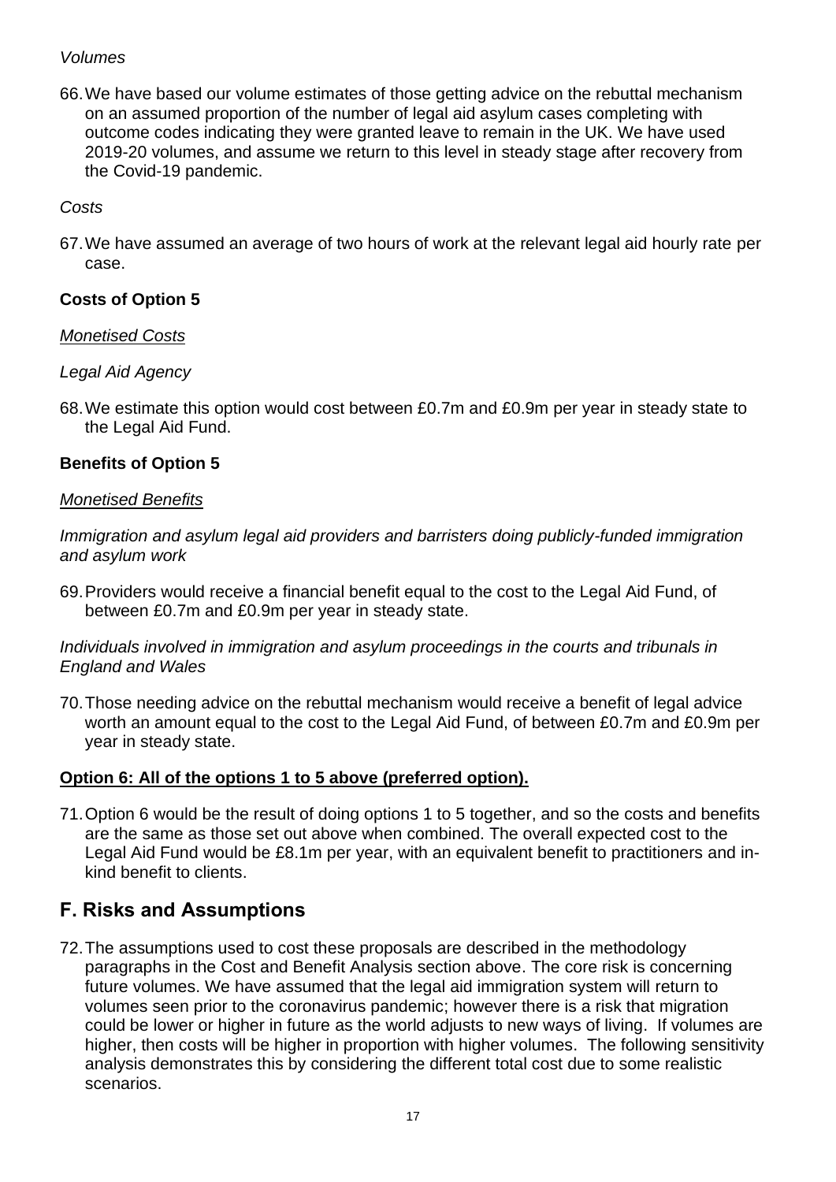*Volumes*

66. We have based our volume estimates of those getting advice on the rebuttal mechanism on an assumed proportion of the number of legal aid asylum cases completing with outcome codes indicating they were granted leave to remain in the UK. We have used 2019-20 volumes, and assume we return to this level in steady stage after recovery from the Covid-19 pandemic.

*Costs*

67. We have assumed an average of two hours of work at the relevant legal aid hourly rate per case.

**Costs of Option 5**

*Monetised Costs*

*Legal Aid Agency*

68. We estimate this option would cost between £0.7m and £0.9m per year in steady state to the Legal Aid Fund.

**Benefits of Option 5**

*Monetised Benefits*

*Immigration and asylum legal aid providers and barristers doing publicly-funded immigration and asylum work*

69. Providers would receive a financial benefit equal to the cost to the Legal Aid Fund, of between £0.7m and £0.9m per year in steady state.

*Individuals involved in immigration and asylum proceedings in the courts and tribunals in England and Wales*

70. Those needing advice on the rebuttal mechanism would receive a benefit of legal advice worth an amount equal to the cost to the Legal Aid Fund, of between £0.7m and £0.9m per year in steady state.

**Option 6: All of the options 1 to 5 above (preferred option).**

71. Option 6 would be the result of doing options 1 to 5 together, and so the costs and benefits are the same as those set out above when combined. The overall expected cost to the Legal Aid Fund would be £8.1m per year, with an equivalent benefit to practitioners and in-kind benefit to clients.

## F. Risks and Assumptions

72. The assumptions used to cost these proposals are described in the methodology paragraphs in the Cost and Benefit Analysis section above. The core risk is concerning future volumes. We have assumed that the legal aid immigration system will return to volumes seen prior to the coronavirus pandemic; however there is a risk that migration could be lower or higher in future as the world adjusts to new ways of living. If volumes are higher, then costs will be higher in proportion with higher volumes. The following sensitivity analysis demonstrates this by considering the different total cost due to some realistic scenarios.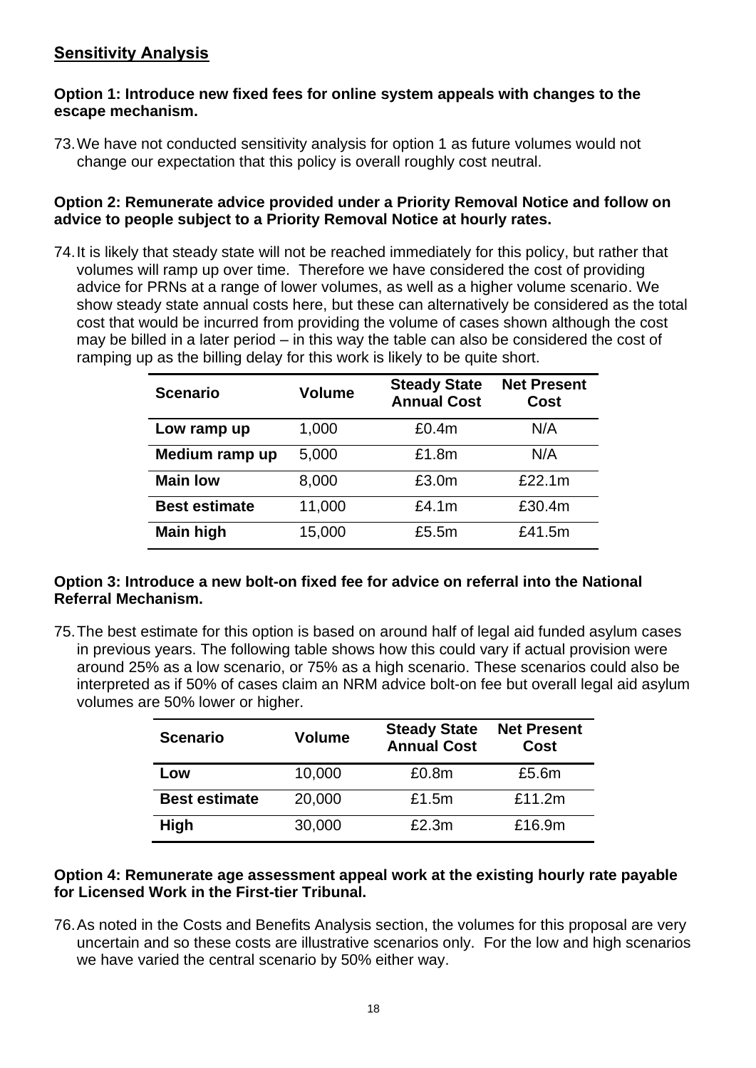## Sensitivity Analysis

**Option 1: Introduce new fixed fees for online system appeals with changes to the escape mechanism.**

73. We have not conducted sensitivity analysis for option 1 as future volumes would not change our expectation that this policy is overall roughly cost neutral.

**Option 2: Remunerate advice provided under a Priority Removal Notice and follow on advice to people subject to a Priority Removal Notice at hourly rates.**

74. It is likely that steady state will not be reached immediately for this policy, but rather that volumes will ramp up over time. Therefore we have considered the cost of providing advice for PRNs at a range of lower volumes, as well as a higher volume scenario. We show steady state annual costs here, but these can alternatively be considered as the total cost that would be incurred from providing the volume of cases shown although the cost may be billed in a later period – in this way the table can also be considered the cost of ramping up as the billing delay for this work is likely to be quite short.

| Scenario | Volume | Steady State Annual Cost | Net Present Cost |
|---|---|---|---|
| **Low ramp up** | 1,000 | £0.4m | N/A |
| **Medium ramp up** | 5,000 | £1.8m | N/A |
| **Main low** | 8,000 | £3.0m | £22.1m |
| **Best estimate** | 11,000 | £4.1m | £30.4m |
| **Main high** | 15,000 | £5.5m | £41.5m |

**Option 3: Introduce a new bolt-on fixed fee for advice on referral into the National Referral Mechanism.**

75. The best estimate for this option is based on around half of legal aid funded asylum cases in previous years. The following table shows how this could vary if actual provision were around 25% as a low scenario, or 75% as a high scenario. These scenarios could also be interpreted as if 50% of cases claim an NRM advice bolt-on fee but overall legal aid asylum volumes are 50% lower or higher.

| Scenario | Volume | Steady State Annual Cost | Net Present Cost |
|---|---|---|---|
| **Low** | 10,000 | £0.8m | £5.6m |
| **Best estimate** | 20,000 | £1.5m | £11.2m |
| **High** | 30,000 | £2.3m | £16.9m |

**Option 4: Remunerate age assessment appeal work at the existing hourly rate payable for Licensed Work in the First-tier Tribunal.**

76. As noted in the Costs and Benefits Analysis section, the volumes for this proposal are very uncertain and so these costs are illustrative scenarios only. For the low and high scenarios we have varied the central scenario by 50% either way.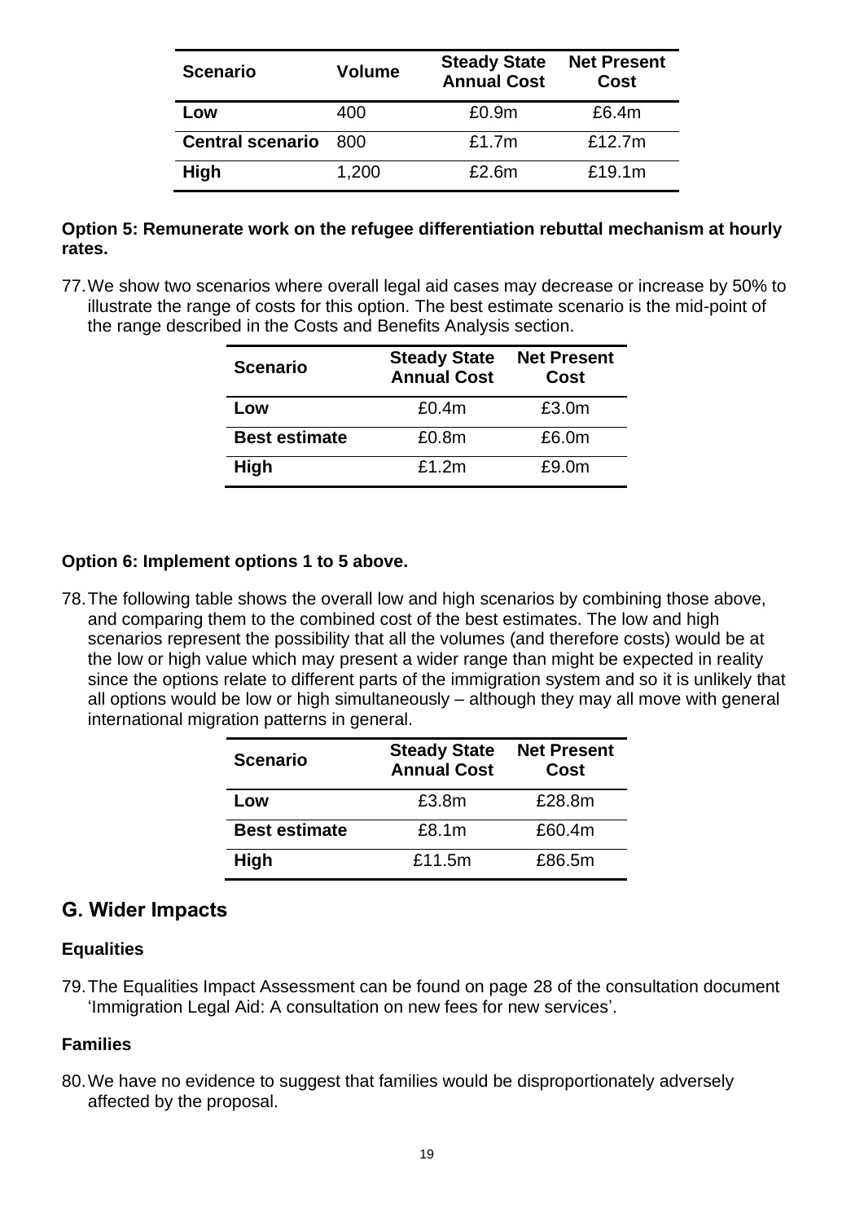| Scenario | Volume | Steady State Annual Cost | Net Present Cost |
|---|---|---|---|
| **Low** | 400 | £0.9m | £6.4m |
| **Central scenario** | 800 | £1.7m | £12.7m |
| **High** | 1,200 | £2.6m | £19.1m |

**Option 5: Remunerate work on the refugee differentiation rebuttal mechanism at hourly rates.**

77. We show two scenarios where overall legal aid cases may decrease or increase by 50% to illustrate the range of costs for this option. The best estimate scenario is the mid-point of the range described in the Costs and Benefits Analysis section.

| Scenario | Steady State Annual Cost | Net Present Cost |
|---|---|---|
| **Low** | £0.4m | £3.0m |
| **Best estimate** | £0.8m | £6.0m |
| **High** | £1.2m | £9.0m |

**Option 6: Implement options 1 to 5 above.**

78. The following table shows the overall low and high scenarios by combining those above, and comparing them to the combined cost of the best estimates. The low and high scenarios represent the possibility that all the volumes (and therefore costs) would be at the low or high value which may present a wider range than might be expected in reality since the options relate to different parts of the immigration system and so it is unlikely that all options would be low or high simultaneously – although they may all move with general international migration patterns in general.

| Scenario | Steady State Annual Cost | Net Present Cost |
|---|---|---|
| **Low** | £3.8m | £28.8m |
| **Best estimate** | £8.1m | £60.4m |
| **High** | £11.5m | £86.5m |

## G. Wider Impacts

### Equalities

79. The Equalities Impact Assessment can be found on page 28 of the consultation document 'Immigration Legal Aid: A consultation on new fees for new services'.

### Families

80. We have no evidence to suggest that families would be disproportionately adversely affected by the proposal.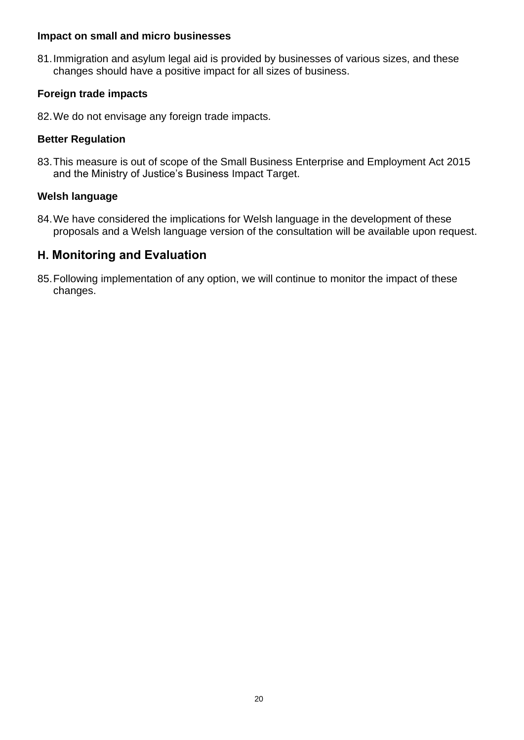### Impact on small and micro businesses

81. Immigration and asylum legal aid is provided by businesses of various sizes, and these changes should have a positive impact for all sizes of business.

### Foreign trade impacts

82. We do not envisage any foreign trade impacts.

### Better Regulation

83. This measure is out of scope of the Small Business Enterprise and Employment Act 2015 and the Ministry of Justice's Business Impact Target.

### Welsh language

84. We have considered the implications for Welsh language in the development of these proposals and a Welsh language version of the consultation will be available upon request.

## H. Monitoring and Evaluation

85. Following implementation of any option, we will continue to monitor the impact of these changes.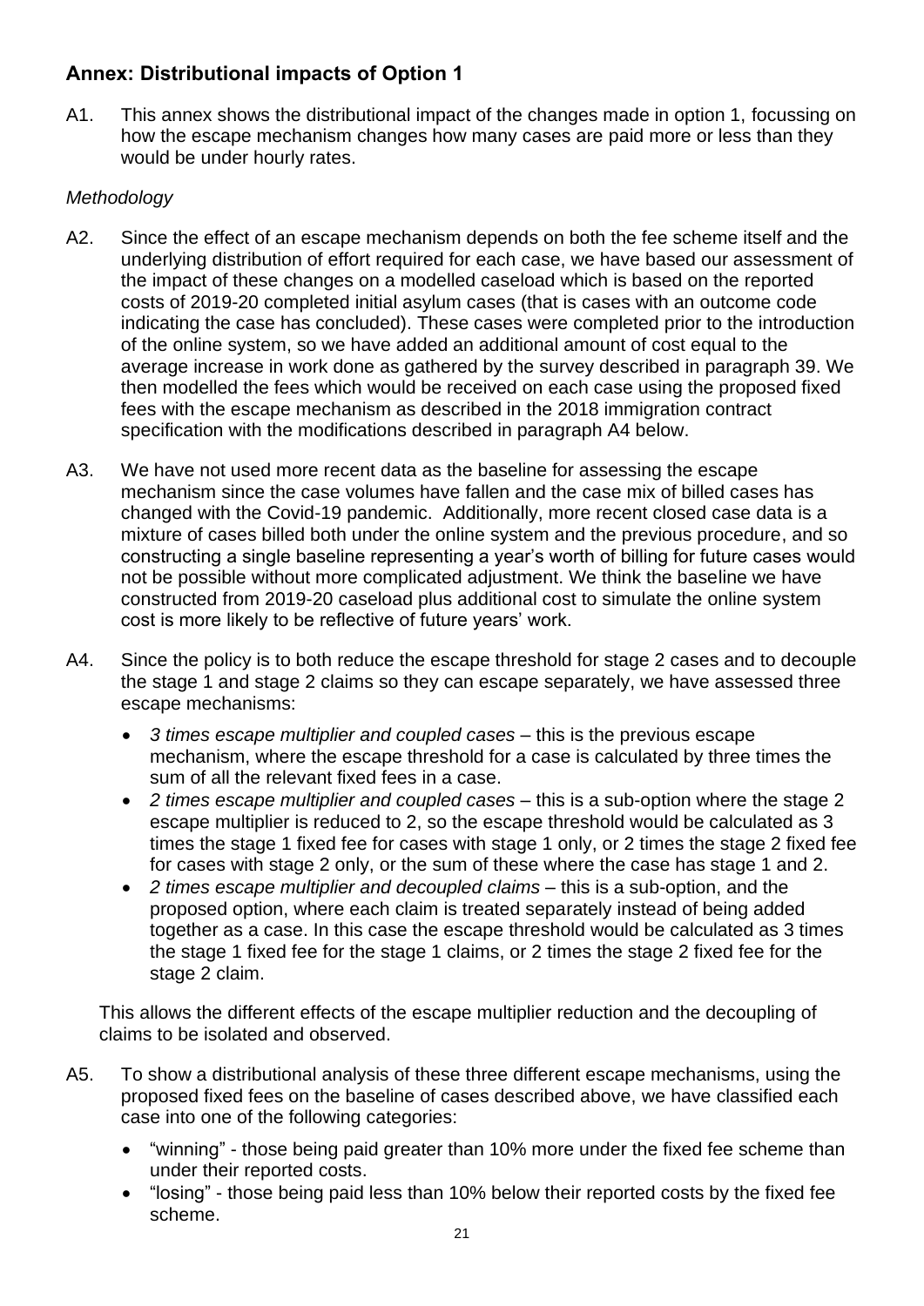## Annex: Distributional impacts of Option 1

A1. This annex shows the distributional impact of the changes made in option 1, focussing on how the escape mechanism changes how many cases are paid more or less than they would be under hourly rates.

*Methodology*

A2. Since the effect of an escape mechanism depends on both the fee scheme itself and the underlying distribution of effort required for each case, we have based our assessment of the impact of these changes on a modelled caseload which is based on the reported costs of 2019-20 completed initial asylum cases (that is cases with an outcome code indicating the case has concluded). These cases were completed prior to the introduction of the online system, so we have added an additional amount of cost equal to the average increase in work done as gathered by the survey described in paragraph 39. We then modelled the fees which would be received on each case using the proposed fixed fees with the escape mechanism as described in the 2018 immigration contract specification with the modifications described in paragraph A4 below.

A3. We have not used more recent data as the baseline for assessing the escape mechanism since the case volumes have fallen and the case mix of billed cases has changed with the Covid-19 pandemic. Additionally, more recent closed case data is a mixture of cases billed both under the online system and the previous procedure, and so constructing a single baseline representing a year's worth of billing for future cases would not be possible without more complicated adjustment. We think the baseline we have constructed from 2019-20 caseload plus additional cost to simulate the online system cost is more likely to be reflective of future years' work.

A4. Since the policy is to both reduce the escape threshold for stage 2 cases and to decouple the stage 1 and stage 2 claims so they can escape separately, we have assessed three escape mechanisms:

- *3 times escape multiplier and coupled cases* – this is the previous escape mechanism, where the escape threshold for a case is calculated by three times the sum of all the relevant fixed fees in a case.
- *2 times escape multiplier and coupled cases* – this is a sub-option where the stage 2 escape multiplier is reduced to 2, so the escape threshold would be calculated as 3 times the stage 1 fixed fee for cases with stage 1 only, or 2 times the stage 2 fixed fee for cases with stage 2 only, or the sum of these where the case has stage 1 and 2.
- *2 times escape multiplier and decoupled claims* – this is a sub-option, and the proposed option, where each claim is treated separately instead of being added together as a case. In this case the escape threshold would be calculated as 3 times the stage 1 fixed fee for the stage 1 claims, or 2 times the stage 2 fixed fee for the stage 2 claim.

This allows the different effects of the escape multiplier reduction and the decoupling of claims to be isolated and observed.

A5. To show a distributional analysis of these three different escape mechanisms, using the proposed fixed fees on the baseline of cases described above, we have classified each case into one of the following categories:

- "winning" - those being paid greater than 10% more under the fixed fee scheme than under their reported costs.
- "losing" - those being paid less than 10% below their reported costs by the fixed fee scheme.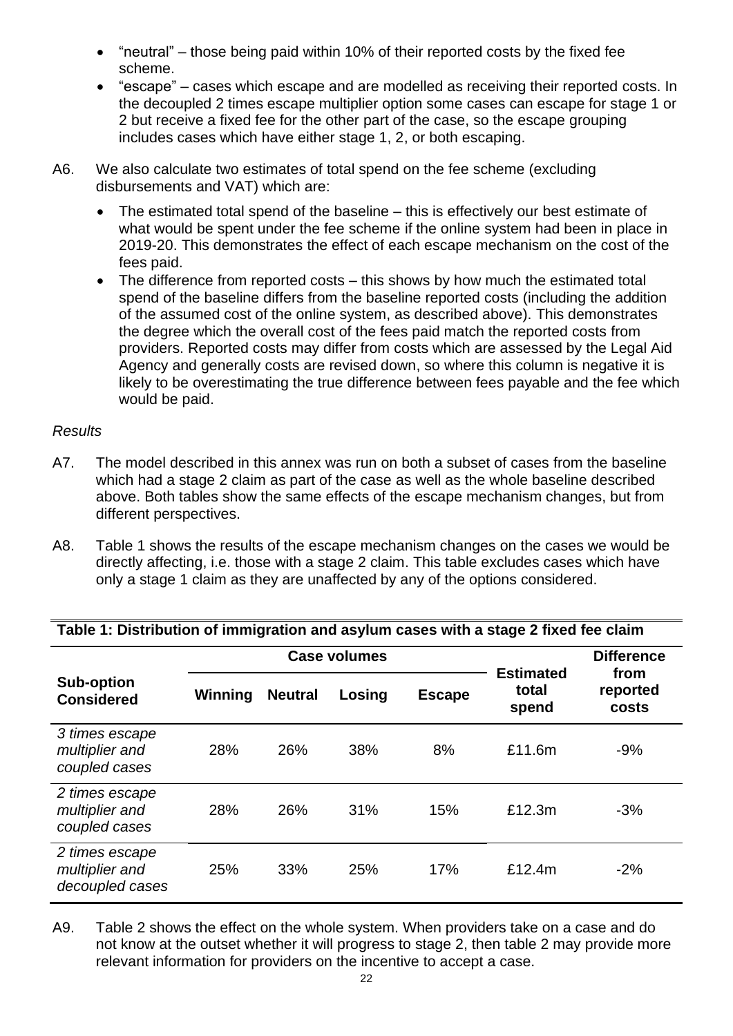- "neutral" – those being paid within 10% of their reported costs by the fixed fee scheme.
- "escape" – cases which escape and are modelled as receiving their reported costs. In the decoupled 2 times escape multiplier option some cases can escape for stage 1 or 2 but receive a fixed fee for the other part of the case, so the escape grouping includes cases which have either stage 1, 2, or both escaping.

A6. We also calculate two estimates of total spend on the fee scheme (excluding disbursements and VAT) which are:

- The estimated total spend of the baseline – this is effectively our best estimate of what would be spent under the fee scheme if the online system had been in place in 2019-20. This demonstrates the effect of each escape mechanism on the cost of the fees paid.
- The difference from reported costs – this shows by how much the estimated total spend of the baseline differs from the baseline reported costs (including the addition of the assumed cost of the online system, as described above). This demonstrates the degree which the overall cost of the fees paid match the reported costs from providers. Reported costs may differ from costs which are assessed by the Legal Aid Agency and generally costs are revised down, so where this column is negative it is likely to be overestimating the true difference between fees payable and the fee which would be paid.

*Results*

A7. The model described in this annex was run on both a subset of cases from the baseline which had a stage 2 claim as part of the case as well as the whole baseline described above. Both tables show the same effects of the escape mechanism changes, but from different perspectives.

A8. Table 1 shows the results of the escape mechanism changes on the cases we would be directly affecting, i.e. those with a stage 2 claim. This table excludes cases which have only a stage 1 claim as they are unaffected by any of the options considered.

**Table 1: Distribution of immigration and asylum cases with a stage 2 fixed fee claim**

| Sub-option Considered | Case volumes | | | | Estimated total spend | Difference from reported costs |
|---|---|---|---|---|---|---|
| | Winning | Neutral | Losing | Escape | | |
| *3 times escape multiplier and coupled cases* | 28% | 26% | 38% | 8% | £11.6m | -9% |
| *2 times escape multiplier and coupled cases* | 28% | 26% | 31% | 15% | £12.3m | -3% |
| *2 times escape multiplier and decoupled cases* | 25% | 33% | 25% | 17% | £12.4m | -2% |

A9. Table 2 shows the effect on the whole system. When providers take on a case and do not know at the outset whether it will progress to stage 2, then table 2 may provide more relevant information for providers on the incentive to accept a case.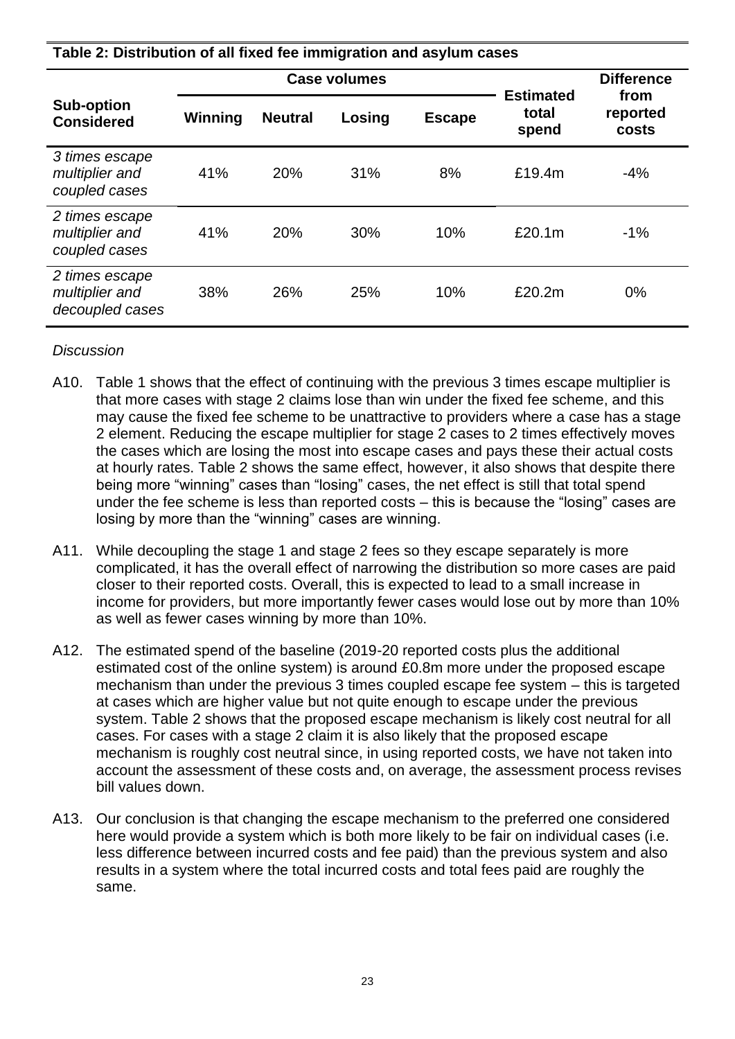**Table 2: Distribution of all fixed fee immigration and asylum cases**

| Sub-option Considered | Case volumes | | | | Estimated total spend | Difference from reported costs |
|---|---|---|---|---|---|---|
| | Winning | Neutral | Losing | Escape | | |
| *3 times escape multiplier and coupled cases* | 41% | 20% | 31% | 8% | £19.4m | -4% |
| *2 times escape multiplier and coupled cases* | 41% | 20% | 30% | 10% | £20.1m | -1% |
| *2 times escape multiplier and decoupled cases* | 38% | 26% | 25% | 10% | £20.2m | 0% |

*Discussion*

A10. Table 1 shows that the effect of continuing with the previous 3 times escape multiplier is that more cases with stage 2 claims lose than win under the fixed fee scheme, and this may cause the fixed fee scheme to be unattractive to providers where a case has a stage 2 element. Reducing the escape multiplier for stage 2 cases to 2 times effectively moves the cases which are losing the most into escape cases and pays these their actual costs at hourly rates. Table 2 shows the same effect, however, it also shows that despite there being more "winning" cases than "losing" cases, the net effect is still that total spend under the fee scheme is less than reported costs – this is because the "losing" cases are losing by more than the "winning" cases are winning.

A11. While decoupling the stage 1 and stage 2 fees so they escape separately is more complicated, it has the overall effect of narrowing the distribution so more cases are paid closer to their reported costs. Overall, this is expected to lead to a small increase in income for providers, but more importantly fewer cases would lose out by more than 10% as well as fewer cases winning by more than 10%.

A12. The estimated spend of the baseline (2019-20 reported costs plus the additional estimated cost of the online system) is around £0.8m more under the proposed escape mechanism than under the previous 3 times coupled escape fee system – this is targeted at cases which are higher value but not quite enough to escape under the previous system. Table 2 shows that the proposed escape mechanism is likely cost neutral for all cases. For cases with a stage 2 claim it is also likely that the proposed escape mechanism is roughly cost neutral since, in using reported costs, we have not taken into account the assessment of these costs and, on average, the assessment process revises bill values down.

A13. Our conclusion is that changing the escape mechanism to the preferred one considered here would provide a system which is both more likely to be fair on individual cases (i.e. less difference between incurred costs and fee paid) than the previous system and also results in a system where the total incurred costs and total fees paid are roughly the same.